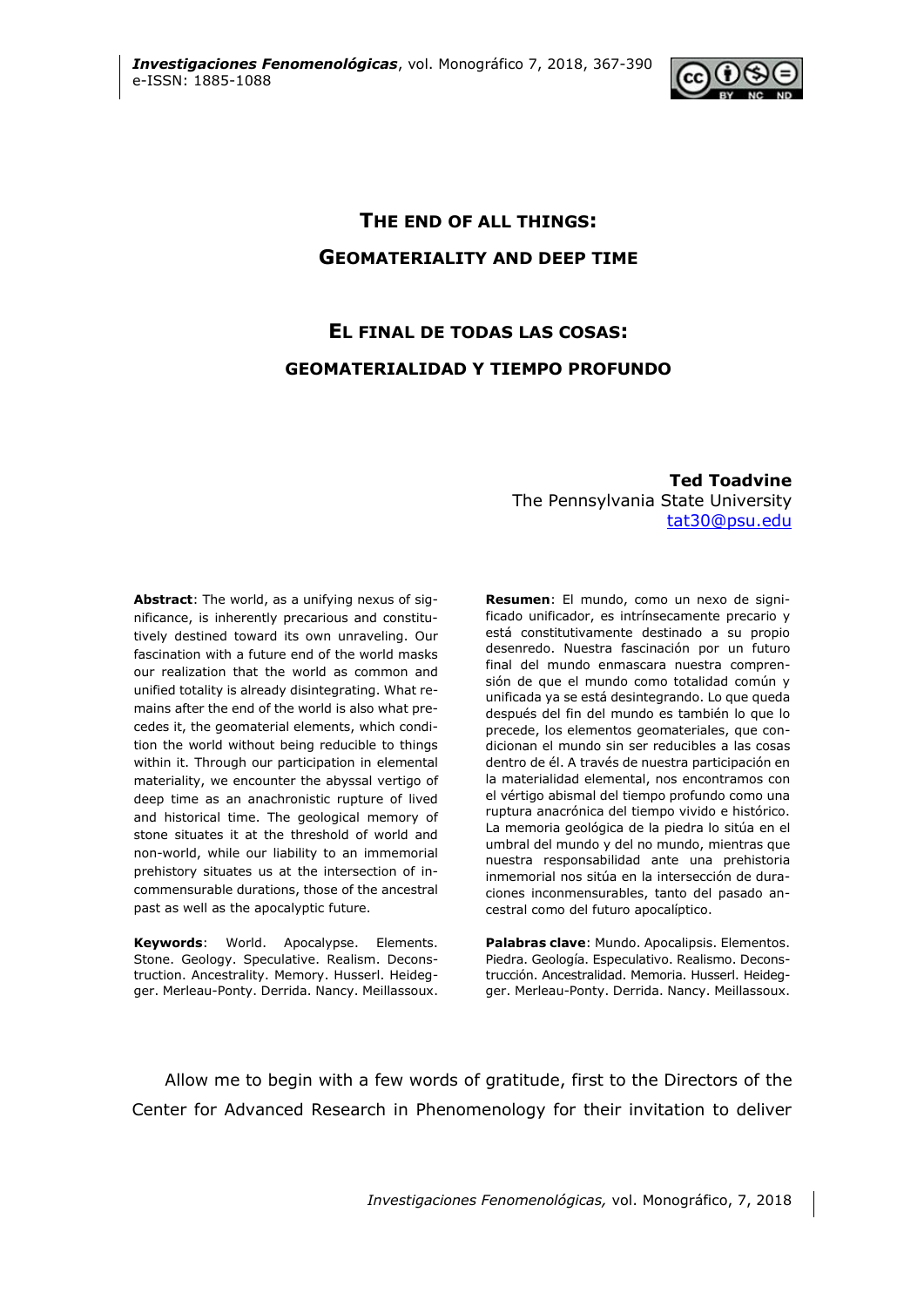# THE END OF ALL THINGS: GEOMATERIALITY AND DEEP TIME

# EL FINAL DE TODAS LAS COSAS: GEOMATERIALIDAD Y TIEMPO PROFUNDO

**Ted Toadvine**
The Pennsylvania State University
tat30@psu.edu

**Abstract**: The world, as a unifying nexus of significance, is inherently precarious and constitutively destined toward its own unraveling. Our fascination with a future end of the world masks our realization that the world as common and unified totality is already disintegrating. What remains after the end of the world is also what precedes it, the geomaterial elements, which condition the world without being reducible to things within it. Through our participation in elemental materiality, we encounter the abyssal vertigo of deep time as an anachronistic rupture of lived and historical time. The geological memory of stone situates it at the threshold of world and non-world, while our liability to an immemorial prehistory situates us at the intersection of incommensurable durations, those of the ancestral past as well as the apocalyptic future.

**Keywords**: World. Apocalypse. Elements. Stone. Geology. Speculative. Realism. Deconstruction. Ancestrality. Memory. Husserl. Heidegger. Merleau-Ponty. Derrida. Nancy. Meillassoux.

**Resumen**: El mundo, como un nexo de significado unificador, es intrínsecamente precario y está constitutivamente destinado a su propio desenredo. Nuestra fascinación por un futuro final del mundo enmascara nuestra comprensión de que el mundo como totalidad común y unificada ya se está desintegrando. Lo que queda después del fin del mundo es también lo que lo precede, los elementos geomateriales, que condicionan el mundo sin ser reducibles a las cosas dentro de él. A través de nuestra participación en la materialidad elemental, nos encontramos con el vértigo abismal del tiempo profundo como una ruptura anacrónica del tiempo vivido e histórico. La memoria geológica de la piedra lo sitúa en el umbral del mundo y del no mundo, mientras que nuestra responsabilidad ante una prehistoria inmemorial nos sitúa en la intersección de duraciones inconmensurables, tanto del pasado ancestral como del futuro apocalíptico.

**Palabras clave**: Mundo. Apocalipsis. Elementos. Piedra. Geología. Especulativo. Realismo. Deconstrucción. Ancestralidad. Memoria. Husserl. Heidegger. Merleau-Ponty. Derrida. Nancy. Meillassoux.

Allow me to begin with a few words of gratitude, first to the Directors of the Center for Advanced Research in Phenomenology for their invitation to deliver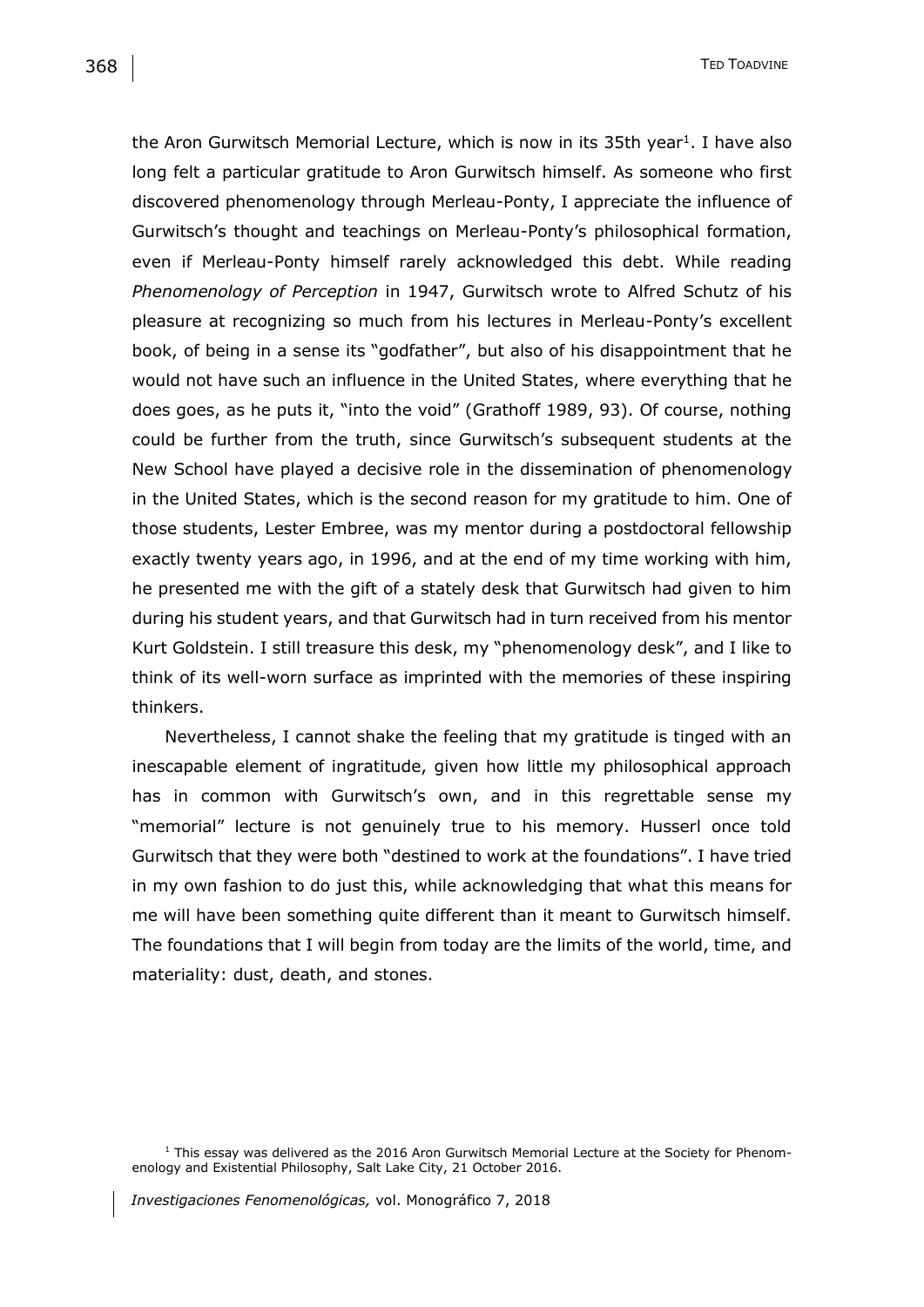the Aron Gurwitsch Memorial Lecture, which is now in its 35th year[1]. I have also long felt a particular gratitude to Aron Gurwitsch himself. As someone who first discovered phenomenology through Merleau-Ponty, I appreciate the influence of Gurwitsch's thought and teachings on Merleau-Ponty's philosophical formation, even if Merleau-Ponty himself rarely acknowledged this debt. While reading *Phenomenology of Perception* in 1947, Gurwitsch wrote to Alfred Schutz of his pleasure at recognizing so much from his lectures in Merleau-Ponty's excellent book, of being in a sense its "godfather", but also of his disappointment that he would not have such an influence in the United States, where everything that he does goes, as he puts it, "into the void" (Grathoff 1989, 93). Of course, nothing could be further from the truth, since Gurwitsch's subsequent students at the New School have played a decisive role in the dissemination of phenomenology in the United States, which is the second reason for my gratitude to him. One of those students, Lester Embree, was my mentor during a postdoctoral fellowship exactly twenty years ago, in 1996, and at the end of my time working with him, he presented me with the gift of a stately desk that Gurwitsch had given to him during his student years, and that Gurwitsch had in turn received from his mentor Kurt Goldstein. I still treasure this desk, my "phenomenology desk", and I like to think of its well-worn surface as imprinted with the memories of these inspiring thinkers.

Nevertheless, I cannot shake the feeling that my gratitude is tinged with an inescapable element of ingratitude, given how little my philosophical approach has in common with Gurwitsch's own, and in this regrettable sense my "memorial" lecture is not genuinely true to his memory. Husserl once told Gurwitsch that they were both "destined to work at the foundations". I have tried in my own fashion to do just this, while acknowledging that what this means for me will have been something quite different than it meant to Gurwitsch himself. The foundations that I will begin from today are the limits of the world, time, and materiality: dust, death, and stones.

[1] This essay was delivered as the 2016 Aron Gurwitsch Memorial Lecture at the Society for Phenomenology and Existential Philosophy, Salt Lake City, 21 October 2016.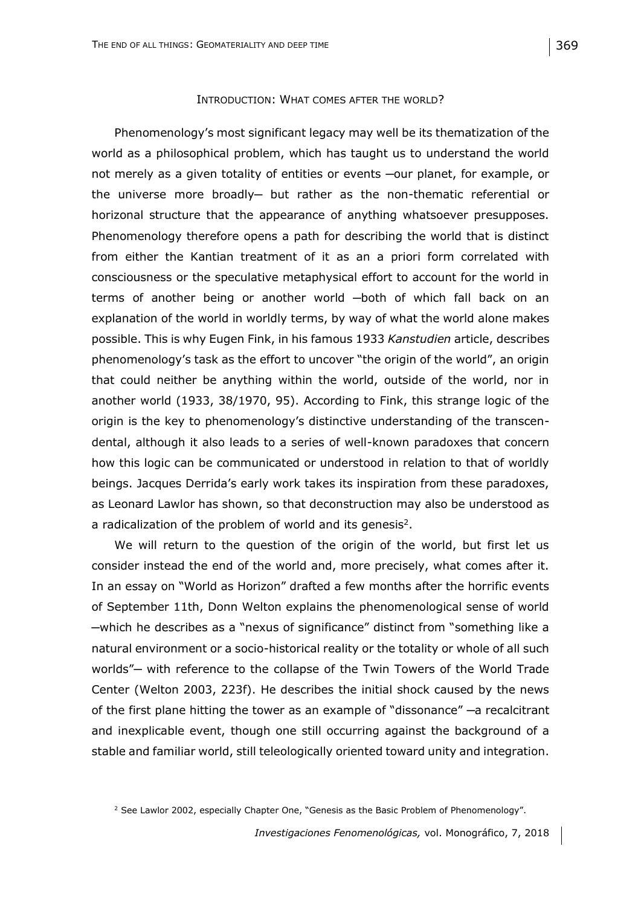## Introduction: What comes after the world?

Phenomenology's most significant legacy may well be its thematization of the world as a philosophical problem, which has taught us to understand the world not merely as a given totality of entities or events ─our planet, for example, or the universe more broadly─ but rather as the non-thematic referential or horizonal structure that the appearance of anything whatsoever presupposes. Phenomenology therefore opens a path for describing the world that is distinct from either the Kantian treatment of it as an a priori form correlated with consciousness or the speculative metaphysical effort to account for the world in terms of another being or another world ─both of which fall back on an explanation of the world in worldly terms, by way of what the world alone makes possible. This is why Eugen Fink, in his famous 1933 *Kanstudien* article, describes phenomenology's task as the effort to uncover "the origin of the world", an origin that could neither be anything within the world, outside of the world, nor in another world (1933, 38/1970, 95). According to Fink, this strange logic of the origin is the key to phenomenology's distinctive understanding of the transcendental, although it also leads to a series of well-known paradoxes that concern how this logic can be communicated or understood in relation to that of worldly beings. Jacques Derrida's early work takes its inspiration from these paradoxes, as Leonard Lawlor has shown, so that deconstruction may also be understood as a radicalization of the problem of world and its genesis[2].

We will return to the question of the origin of the world, but first let us consider instead the end of the world and, more precisely, what comes after it. In an essay on "World as Horizon" drafted a few months after the horrific events of September 11th, Donn Welton explains the phenomenological sense of world ─which he describes as a "nexus of significance" distinct from "something like a natural environment or a socio-historical reality or the totality or whole of all such worlds"─ with reference to the collapse of the Twin Towers of the World Trade Center (Welton 2003, 223f). He describes the initial shock caused by the news of the first plane hitting the tower as an example of "dissonance" ─a recalcitrant and inexplicable event, though one still occurring against the background of a stable and familiar world, still teleologically oriented toward unity and integration.

[2] See Lawlor 2002, especially Chapter One, "Genesis as the Basic Problem of Phenomenology".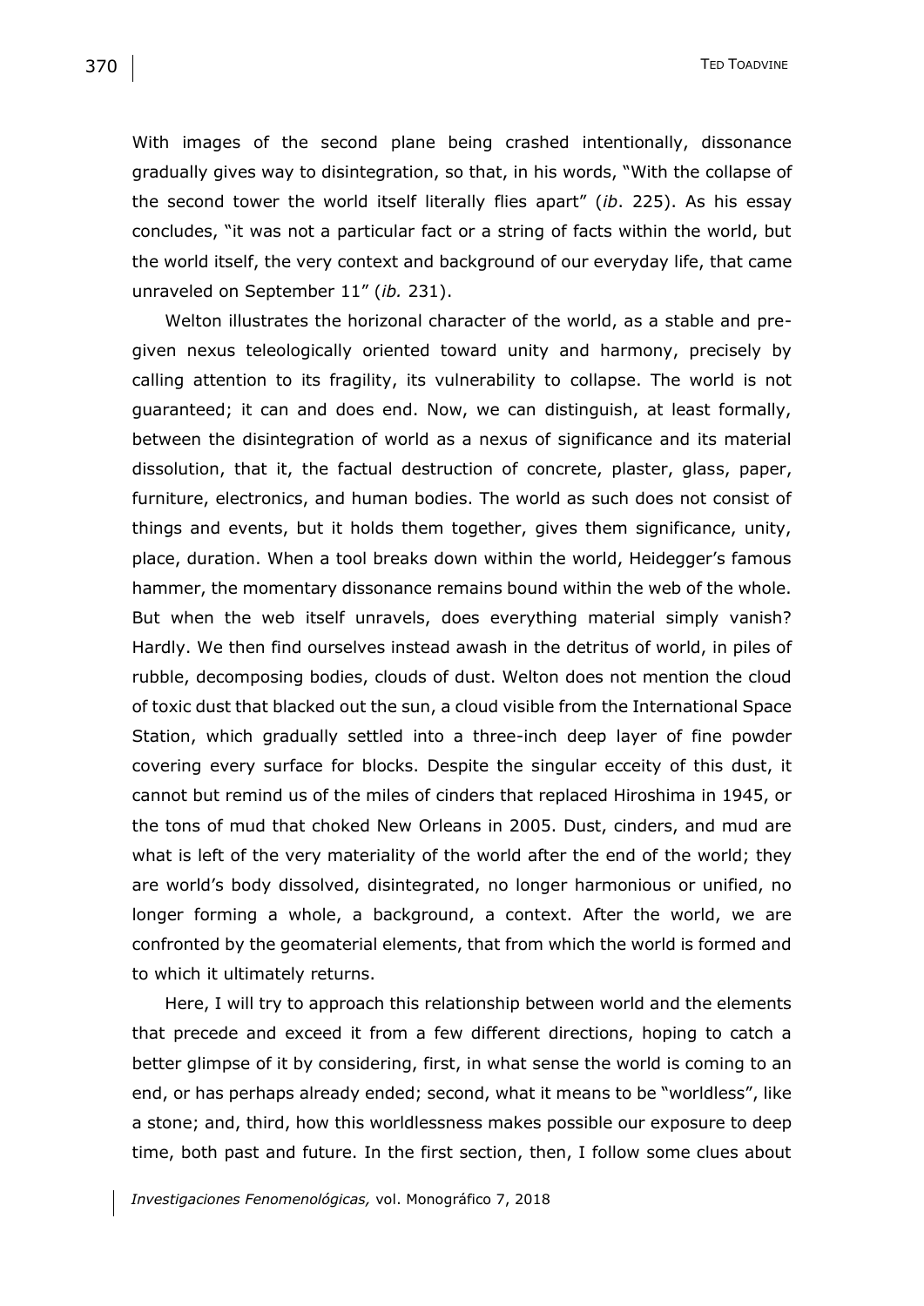With images of the second plane being crashed intentionally, dissonance gradually gives way to disintegration, so that, in his words, "With the collapse of the second tower the world itself literally flies apart" (*ib*. 225). As his essay concludes, "it was not a particular fact or a string of facts within the world, but the world itself, the very context and background of our everyday life, that came unraveled on September 11" (*ib.* 231).

Welton illustrates the horizonal character of the world, as a stable and pre-given nexus teleologically oriented toward unity and harmony, precisely by calling attention to its fragility, its vulnerability to collapse. The world is not guaranteed; it can and does end. Now, we can distinguish, at least formally, between the disintegration of world as a nexus of significance and its material dissolution, that it, the factual destruction of concrete, plaster, glass, paper, furniture, electronics, and human bodies. The world as such does not consist of things and events, but it holds them together, gives them significance, unity, place, duration. When a tool breaks down within the world, Heidegger's famous hammer, the momentary dissonance remains bound within the web of the whole. But when the web itself unravels, does everything material simply vanish? Hardly. We then find ourselves instead awash in the detritus of world, in piles of rubble, decomposing bodies, clouds of dust. Welton does not mention the cloud of toxic dust that blacked out the sun, a cloud visible from the International Space Station, which gradually settled into a three-inch deep layer of fine powder covering every surface for blocks. Despite the singular ecceity of this dust, it cannot but remind us of the miles of cinders that replaced Hiroshima in 1945, or the tons of mud that choked New Orleans in 2005. Dust, cinders, and mud are what is left of the very materiality of the world after the end of the world; they are world's body dissolved, disintegrated, no longer harmonious or unified, no longer forming a whole, a background, a context. After the world, we are confronted by the geomaterial elements, that from which the world is formed and to which it ultimately returns.

Here, I will try to approach this relationship between world and the elements that precede and exceed it from a few different directions, hoping to catch a better glimpse of it by considering, first, in what sense the world is coming to an end, or has perhaps already ended; second, what it means to be "worldless", like a stone; and, third, how this worldlessness makes possible our exposure to deep time, both past and future. In the first section, then, I follow some clues about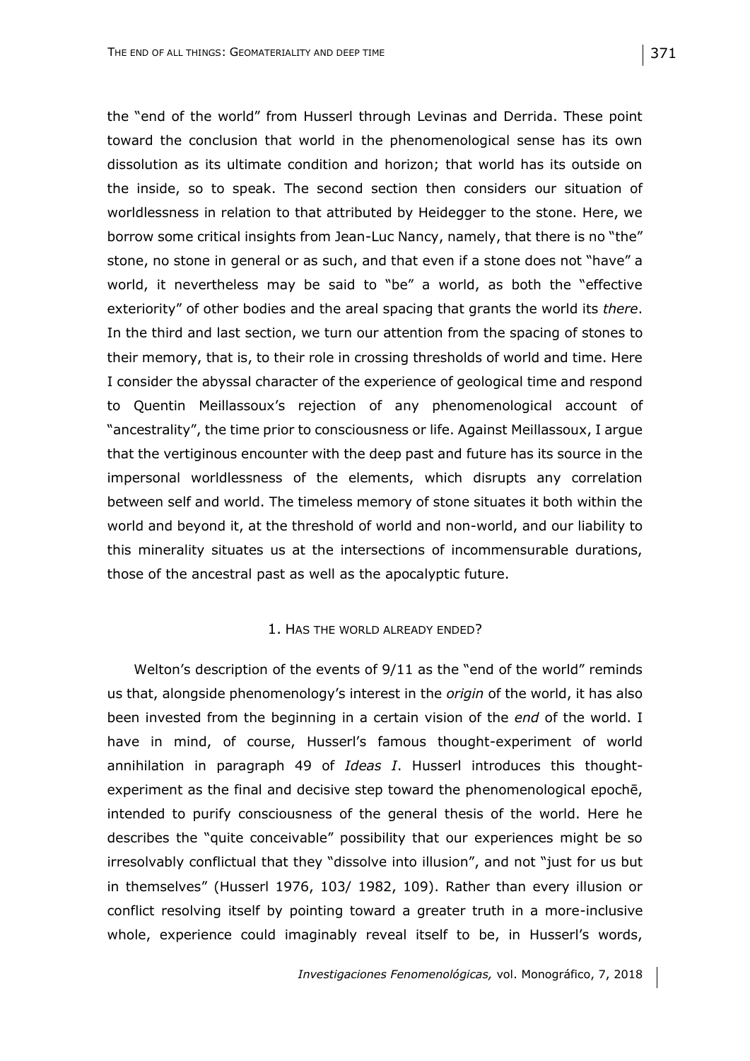the "end of the world" from Husserl through Levinas and Derrida. These point toward the conclusion that world in the phenomenological sense has its own dissolution as its ultimate condition and horizon; that world has its outside on the inside, so to speak. The second section then considers our situation of worldlessness in relation to that attributed by Heidegger to the stone. Here, we borrow some critical insights from Jean-Luc Nancy, namely, that there is no "the" stone, no stone in general or as such, and that even if a stone does not "have" a world, it nevertheless may be said to "be" a world, as both the "effective exteriority" of other bodies and the areal spacing that grants the world its *there*. In the third and last section, we turn our attention from the spacing of stones to their memory, that is, to their role in crossing thresholds of world and time. Here I consider the abyssal character of the experience of geological time and respond to Quentin Meillassoux's rejection of any phenomenological account of "ancestrality", the time prior to consciousness or life. Against Meillassoux, I argue that the vertiginous encounter with the deep past and future has its source in the impersonal worldlessness of the elements, which disrupts any correlation between self and world. The timeless memory of stone situates it both within the world and beyond it, at the threshold of world and non-world, and our liability to this minerality situates us at the intersections of incommensurable durations, those of the ancestral past as well as the apocalyptic future.

## 1. Has the world already ended?

Welton's description of the events of 9/11 as the "end of the world" reminds us that, alongside phenomenology's interest in the *origin* of the world, it has also been invested from the beginning in a certain vision of the *end* of the world. I have in mind, of course, Husserl's famous thought-experiment of world annihilation in paragraph 49 of *Ideas I*. Husserl introduces this thought-experiment as the final and decisive step toward the phenomenological epochē, intended to purify consciousness of the general thesis of the world. Here he describes the "quite conceivable" possibility that our experiences might be so irresolvably conflictual that they "dissolve into illusion", and not "just for us but in themselves" (Husserl 1976, 103/ 1982, 109). Rather than every illusion or conflict resolving itself by pointing toward a greater truth in a more-inclusive whole, experience could imaginably reveal itself to be, in Husserl's words,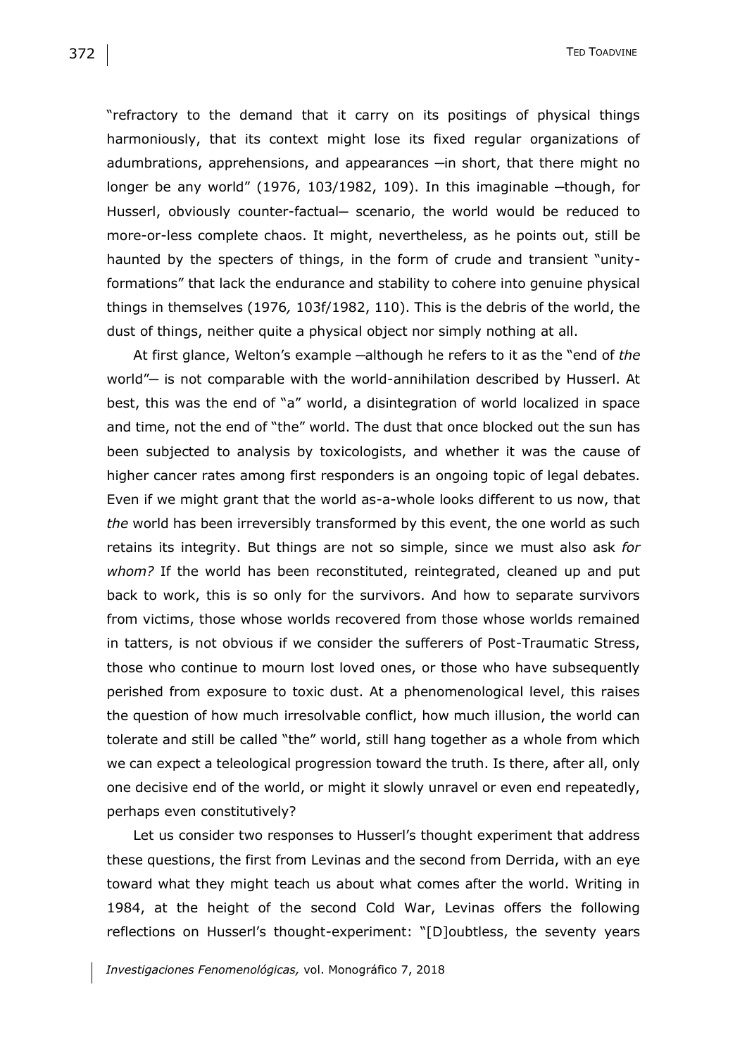"refractory to the demand that it carry on its positings of physical things harmoniously, that its context might lose its fixed regular organizations of adumbrations, apprehensions, and appearances ─in short, that there might no longer be any world" (1976, 103/1982, 109). In this imaginable ─though, for Husserl, obviously counter-factual─ scenario, the world would be reduced to more-or-less complete chaos. It might, nevertheless, as he points out, still be haunted by the specters of things, in the form of crude and transient "unity-formations" that lack the endurance and stability to cohere into genuine physical things in themselves (1976*,* 103f/1982, 110). This is the debris of the world, the dust of things, neither quite a physical object nor simply nothing at all.

At first glance, Welton's example ─although he refers to it as the "end of *the* world"─ is not comparable with the world-annihilation described by Husserl. At best, this was the end of "a" world, a disintegration of world localized in space and time, not the end of "the" world. The dust that once blocked out the sun has been subjected to analysis by toxicologists, and whether it was the cause of higher cancer rates among first responders is an ongoing topic of legal debates. Even if we might grant that the world as-a-whole looks different to us now, that *the* world has been irreversibly transformed by this event, the one world as such retains its integrity. But things are not so simple, since we must also ask *for whom?* If the world has been reconstituted, reintegrated, cleaned up and put back to work, this is so only for the survivors. And how to separate survivors from victims, those whose worlds recovered from those whose worlds remained in tatters, is not obvious if we consider the sufferers of Post-Traumatic Stress, those who continue to mourn lost loved ones, or those who have subsequently perished from exposure to toxic dust. At a phenomenological level, this raises the question of how much irresolvable conflict, how much illusion, the world can tolerate and still be called "the" world, still hang together as a whole from which we can expect a teleological progression toward the truth. Is there, after all, only one decisive end of the world, or might it slowly unravel or even end repeatedly, perhaps even constitutively?

Let us consider two responses to Husserl's thought experiment that address these questions, the first from Levinas and the second from Derrida, with an eye toward what they might teach us about what comes after the world. Writing in 1984, at the height of the second Cold War, Levinas offers the following reflections on Husserl's thought-experiment: "[D]oubtless, the seventy years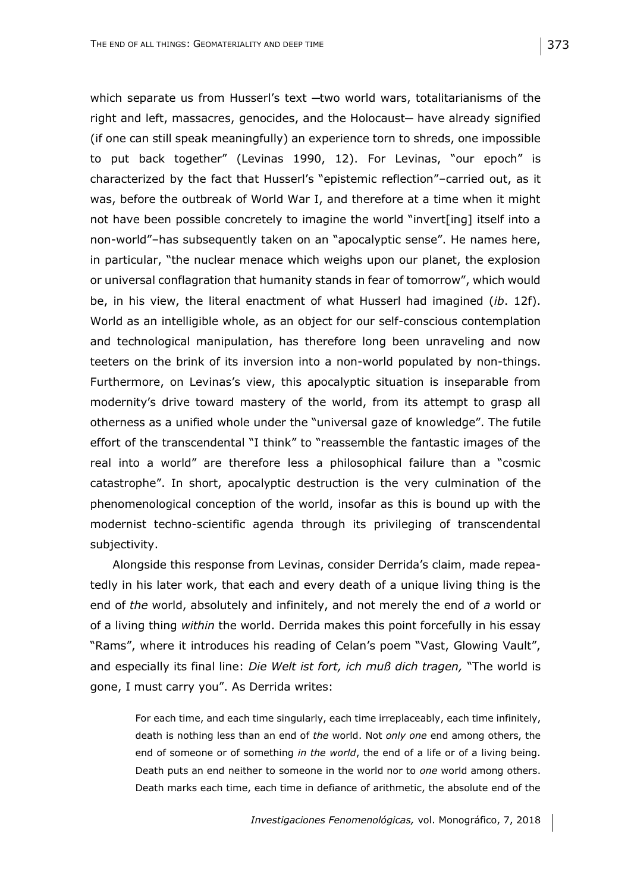which separate us from Husserl's text —two world wars, totalitarianisms of the right and left, massacres, genocides, and the Holocaust— have already signified (if one can still speak meaningfully) an experience torn to shreds, one impossible to put back together" (Levinas 1990, 12). For Levinas, "our epoch" is characterized by the fact that Husserl's "epistemic reflection"–carried out, as it was, before the outbreak of World War I, and therefore at a time when it might not have been possible concretely to imagine the world "invert[ing] itself into a non-world"–has subsequently taken on an "apocalyptic sense". He names here, in particular, "the nuclear menace which weighs upon our planet, the explosion or universal conflagration that humanity stands in fear of tomorrow", which would be, in his view, the literal enactment of what Husserl had imagined (*ib*. 12f). World as an intelligible whole, as an object for our self-conscious contemplation and technological manipulation, has therefore long been unraveling and now teeters on the brink of its inversion into a non-world populated by non-things. Furthermore, on Levinas's view, this apocalyptic situation is inseparable from modernity's drive toward mastery of the world, from its attempt to grasp all otherness as a unified whole under the "universal gaze of knowledge". The futile effort of the transcendental "I think" to "reassemble the fantastic images of the real into a world" are therefore less a philosophical failure than a "cosmic catastrophe". In short, apocalyptic destruction is the very culmination of the phenomenological conception of the world, insofar as this is bound up with the modernist techno-scientific agenda through its privileging of transcendental subjectivity.

Alongside this response from Levinas, consider Derrida's claim, made repeatedly in his later work, that each and every death of a unique living thing is the end of *the* world, absolutely and infinitely, and not merely the end of *a* world or of a living thing *within* the world. Derrida makes this point forcefully in his essay "Rams", where it introduces his reading of Celan's poem "Vast, Glowing Vault", and especially its final line: *Die Welt ist fort, ich muß dich tragen,* "The world is gone, I must carry you". As Derrida writes:

> For each time, and each time singularly, each time irreplaceably, each time infinitely, death is nothing less than an end of *the* world. Not *only one* end among others, the end of someone or of something *in the world*, the end of a life or of a living being. Death puts an end neither to someone in the world nor to *one* world among others. Death marks each time, each time in defiance of arithmetic, the absolute end of the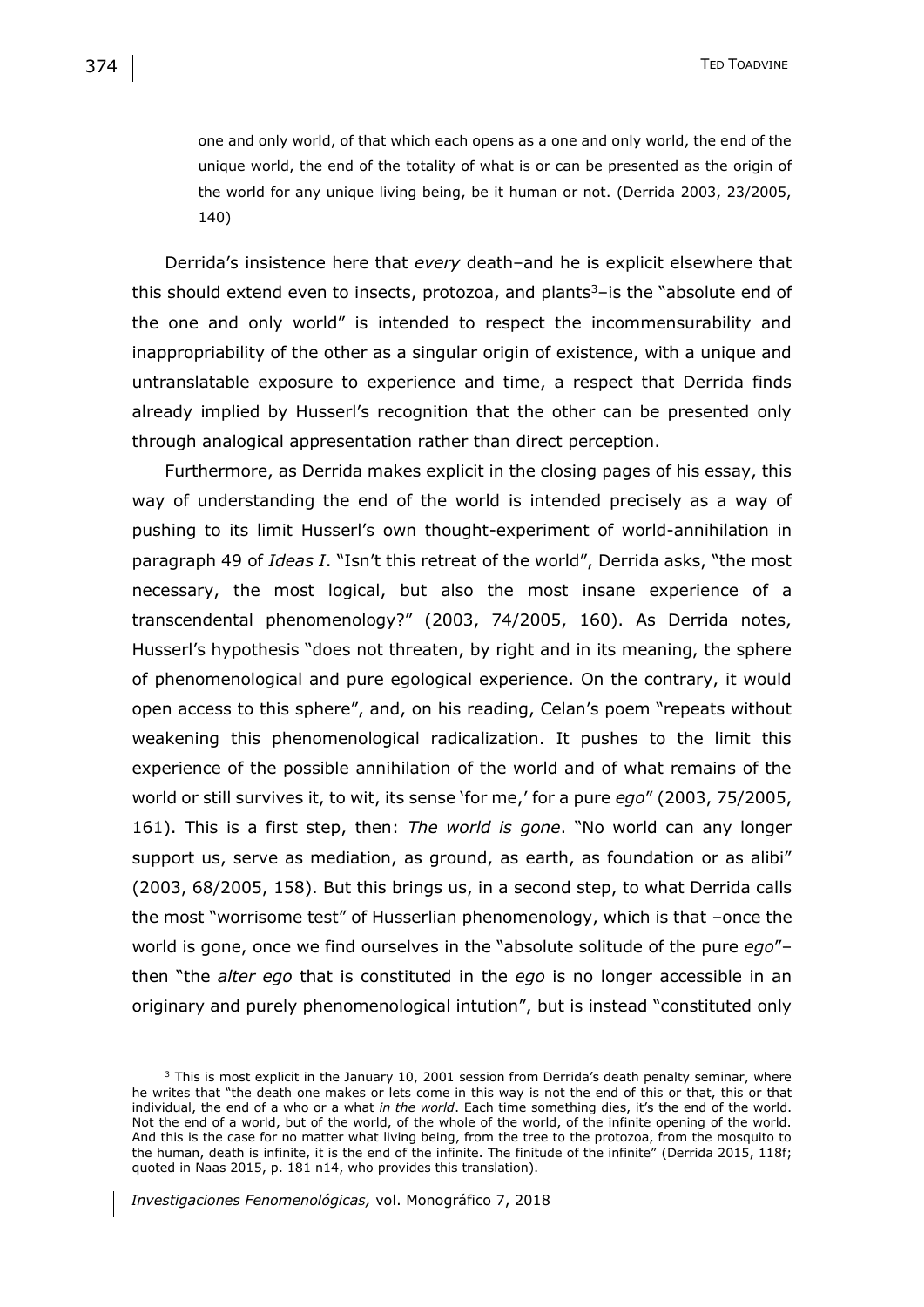> one and only world, of that which each opens as a one and only world, the end of the unique world, the end of the totality of what is or can be presented as the origin of the world for any unique living being, be it human or not. (Derrida 2003, 23/2005, 140)

Derrida's insistence here that *every* death–and he is explicit elsewhere that this should extend even to insects, protozoa, and plants[3]–is the "absolute end of the one and only world" is intended to respect the incommensurability and inappropriability of the other as a singular origin of existence, with a unique and untranslatable exposure to experience and time, a respect that Derrida finds already implied by Husserl's recognition that the other can be presented only through analogical appresentation rather than direct perception.

Furthermore, as Derrida makes explicit in the closing pages of his essay, this way of understanding the end of the world is intended precisely as a way of pushing to its limit Husserl's own thought-experiment of world-annihilation in paragraph 49 of *Ideas I*. "Isn't this retreat of the world", Derrida asks, "the most necessary, the most logical, but also the most insane experience of a transcendental phenomenology?" (2003, 74/2005, 160). As Derrida notes, Husserl's hypothesis "does not threaten, by right and in its meaning, the sphere of phenomenological and pure egological experience. On the contrary, it would open access to this sphere", and, on his reading, Celan's poem "repeats without weakening this phenomenological radicalization. It pushes to the limit this experience of the possible annihilation of the world and of what remains of the world or still survives it, to wit, its sense 'for me,' for a pure *ego*" (2003, 75/2005, 161). This is a first step, then: *The world is gone*. "No world can any longer support us, serve as mediation, as ground, as earth, as foundation or as alibi" (2003, 68/2005, 158). But this brings us, in a second step, to what Derrida calls the most "worrisome test" of Husserlian phenomenology, which is that –once the world is gone, once we find ourselves in the "absolute solitude of the pure *ego*"– then "the *alter ego* that is constituted in the *ego* is no longer accessible in an originary and purely phenomenological intution", but is instead "constituted only

[3] This is most explicit in the January 10, 2001 session from Derrida's death penalty seminar, where he writes that "the death one makes or lets come in this way is not the end of this or that, this or that individual, the end of a who or a what *in the world*. Each time something dies, it's the end of the world. Not the end of a world, but of the world, of the whole of the world, of the infinite opening of the world. And this is the case for no matter what living being, from the tree to the protozoa, from the mosquito to the human, death is infinite, it is the end of the infinite. The finitude of the infinite" (Derrida 2015, 118f; quoted in Naas 2015, p. 181 n14, who provides this translation).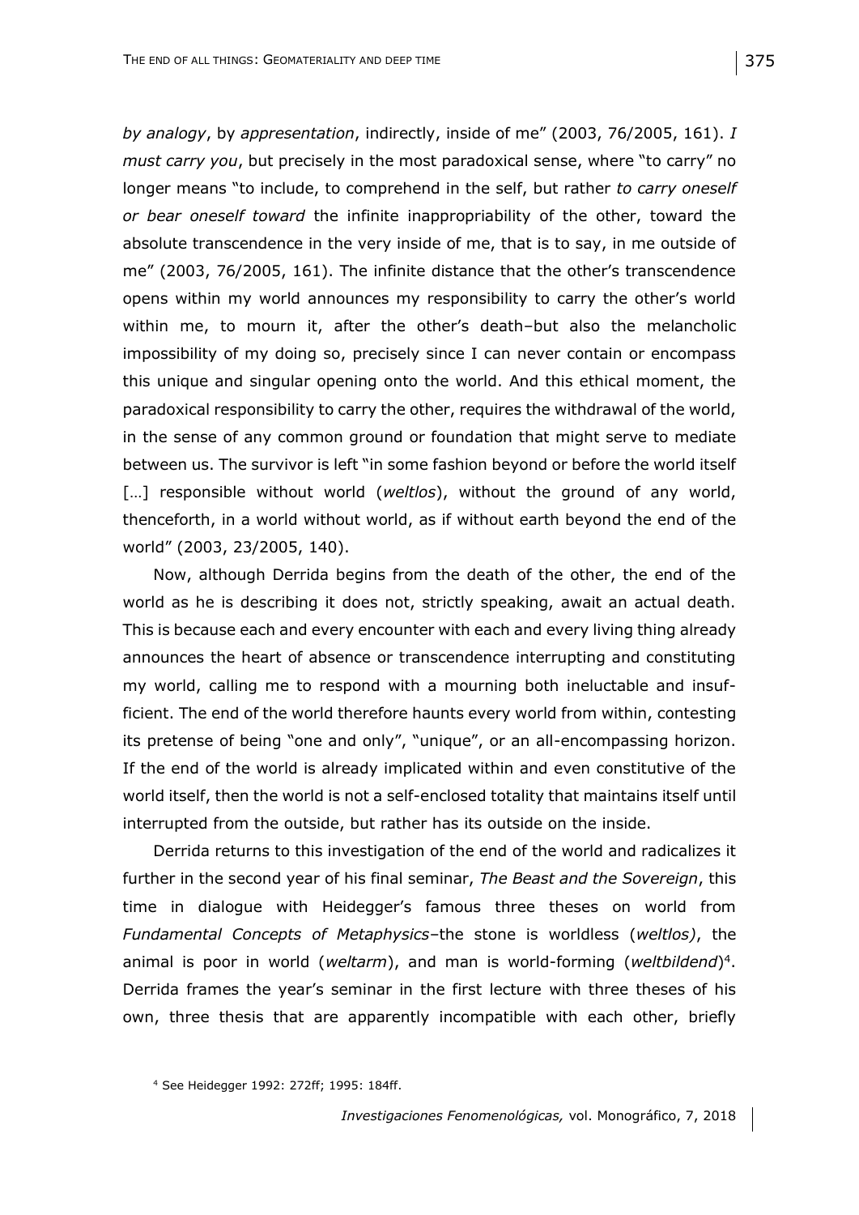*by analogy*, by *appresentation*, indirectly, inside of me" (2003, 76/2005, 161). *I must carry you*, but precisely in the most paradoxical sense, where "to carry" no longer means "to include, to comprehend in the self, but rather *to carry oneself or bear oneself toward* the infinite inappropriability of the other, toward the absolute transcendence in the very inside of me, that is to say, in me outside of me" (2003, 76/2005, 161). The infinite distance that the other's transcendence opens within my world announces my responsibility to carry the other's world within me, to mourn it, after the other's death–but also the melancholic impossibility of my doing so, precisely since I can never contain or encompass this unique and singular opening onto the world. And this ethical moment, the paradoxical responsibility to carry the other, requires the withdrawal of the world, in the sense of any common ground or foundation that might serve to mediate between us. The survivor is left "in some fashion beyond or before the world itself […] responsible without world (*weltlos*), without the ground of any world, thenceforth, in a world without world, as if without earth beyond the end of the world" (2003, 23/2005, 140).

Now, although Derrida begins from the death of the other, the end of the world as he is describing it does not, strictly speaking, await an actual death. This is because each and every encounter with each and every living thing already announces the heart of absence or transcendence interrupting and constituting my world, calling me to respond with a mourning both ineluctable and insufficient. The end of the world therefore haunts every world from within, contesting its pretense of being "one and only", "unique", or an all-encompassing horizon. If the end of the world is already implicated within and even constitutive of the world itself, then the world is not a self-enclosed totality that maintains itself until interrupted from the outside, but rather has its outside on the inside.

Derrida returns to this investigation of the end of the world and radicalizes it further in the second year of his final seminar, *The Beast and the Sovereign*, this time in dialogue with Heidegger's famous three theses on world from *Fundamental Concepts of Metaphysics*–the stone is worldless (*weltlos)*, the animal is poor in world (*weltarm*), and man is world-forming (*weltbildend*)[4]. Derrida frames the year's seminar in the first lecture with three theses of his own, three thesis that are apparently incompatible with each other, briefly

[4] See Heidegger 1992: 272ff; 1995: 184ff.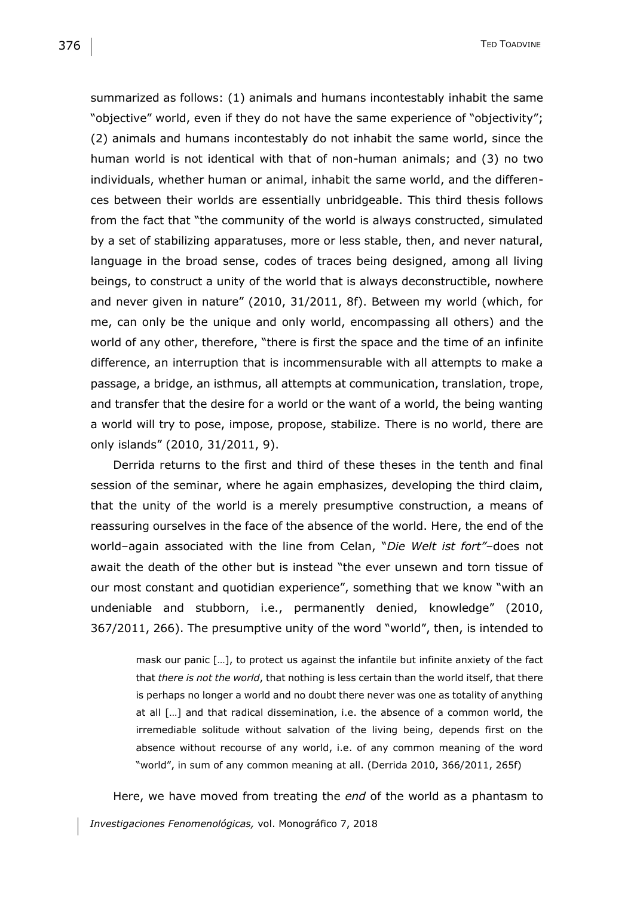summarized as follows: (1) animals and humans incontestably inhabit the same "objective" world, even if they do not have the same experience of "objectivity"; (2) animals and humans incontestably do not inhabit the same world, since the human world is not identical with that of non-human animals; and (3) no two individuals, whether human or animal, inhabit the same world, and the differences between their worlds are essentially unbridgeable. This third thesis follows from the fact that "the community of the world is always constructed, simulated by a set of stabilizing apparatuses, more or less stable, then, and never natural, language in the broad sense, codes of traces being designed, among all living beings, to construct a unity of the world that is always deconstructible, nowhere and never given in nature" (2010, 31/2011, 8f). Between my world (which, for me, can only be the unique and only world, encompassing all others) and the world of any other, therefore, "there is first the space and the time of an infinite difference, an interruption that is incommensurable with all attempts to make a passage, a bridge, an isthmus, all attempts at communication, translation, trope, and transfer that the desire for a world or the want of a world, the being wanting a world will try to pose, impose, propose, stabilize. There is no world, there are only islands" (2010, 31/2011, 9).

Derrida returns to the first and third of these theses in the tenth and final session of the seminar, where he again emphasizes, developing the third claim, that the unity of the world is a merely presumptive construction, a means of reassuring ourselves in the face of the absence of the world. Here, the end of the world–again associated with the line from Celan, "*Die Welt ist fort"*–does not await the death of the other but is instead "the ever unsewn and torn tissue of our most constant and quotidian experience", something that we know "with an undeniable and stubborn, i.e., permanently denied, knowledge" (2010, 367/2011, 266). The presumptive unity of the word "world", then, is intended to

> mask our panic […], to protect us against the infantile but infinite anxiety of the fact that *there is not the world*, that nothing is less certain than the world itself, that there is perhaps no longer a world and no doubt there never was one as totality of anything at all […] and that radical dissemination, i.e. the absence of a common world, the irremediable solitude without salvation of the living being, depends first on the absence without recourse of any world, i.e. of any common meaning of the word "world", in sum of any common meaning at all. (Derrida 2010, 366/2011, 265f)

Here, we have moved from treating the *end* of the world as a phantasm to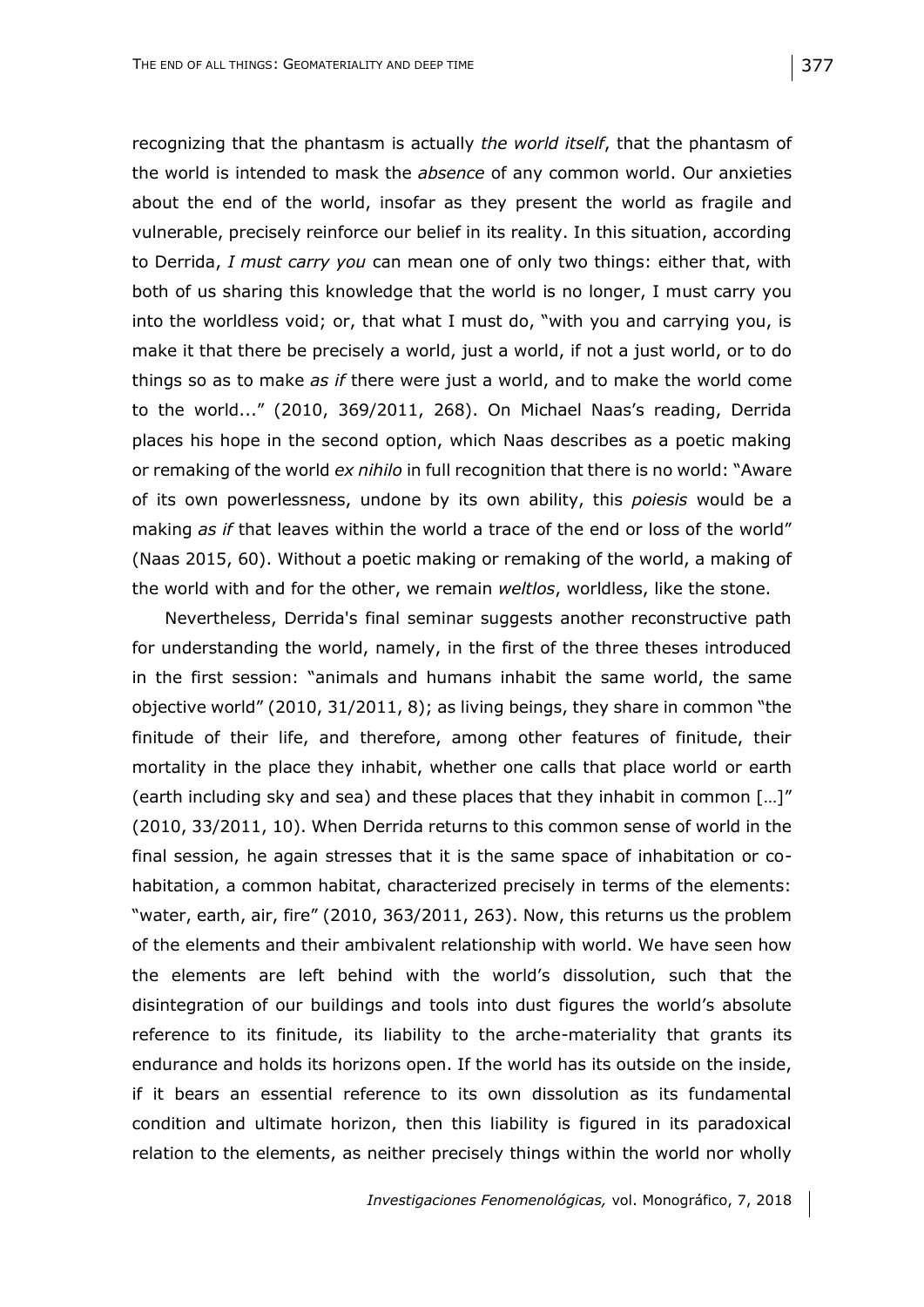recognizing that the phantasm is actually *the world itself*, that the phantasm of the world is intended to mask the *absence* of any common world. Our anxieties about the end of the world, insofar as they present the world as fragile and vulnerable, precisely reinforce our belief in its reality. In this situation, according to Derrida, *I must carry you* can mean one of only two things: either that, with both of us sharing this knowledge that the world is no longer, I must carry you into the worldless void; or, that what I must do, "with you and carrying you, is make it that there be precisely a world, just a world, if not a just world, or to do things so as to make *as if* there were just a world, and to make the world come to the world..." (2010, 369/2011, 268). On Michael Naas's reading, Derrida places his hope in the second option, which Naas describes as a poetic making or remaking of the world *ex nihilo* in full recognition that there is no world: "Aware of its own powerlessness, undone by its own ability, this *poiesis* would be a making *as if* that leaves within the world a trace of the end or loss of the world" (Naas 2015, 60). Without a poetic making or remaking of the world, a making of the world with and for the other, we remain *weltlos*, worldless, like the stone.

Nevertheless, Derrida's final seminar suggests another reconstructive path for understanding the world, namely, in the first of the three theses introduced in the first session: "animals and humans inhabit the same world, the same objective world" (2010, 31/2011, 8); as living beings, they share in common "the finitude of their life, and therefore, among other features of finitude, their mortality in the place they inhabit, whether one calls that place world or earth (earth including sky and sea) and these places that they inhabit in common […]" (2010, 33/2011, 10). When Derrida returns to this common sense of world in the final session, he again stresses that it is the same space of inhabitation or co-habitation, a common habitat, characterized precisely in terms of the elements: "water, earth, air, fire" (2010, 363/2011, 263). Now, this returns us the problem of the elements and their ambivalent relationship with world. We have seen how the elements are left behind with the world's dissolution, such that the disintegration of our buildings and tools into dust figures the world's absolute reference to its finitude, its liability to the arche-materiality that grants its endurance and holds its horizons open. If the world has its outside on the inside, if it bears an essential reference to its own dissolution as its fundamental condition and ultimate horizon, then this liability is figured in its paradoxical relation to the elements, as neither precisely things within the world nor wholly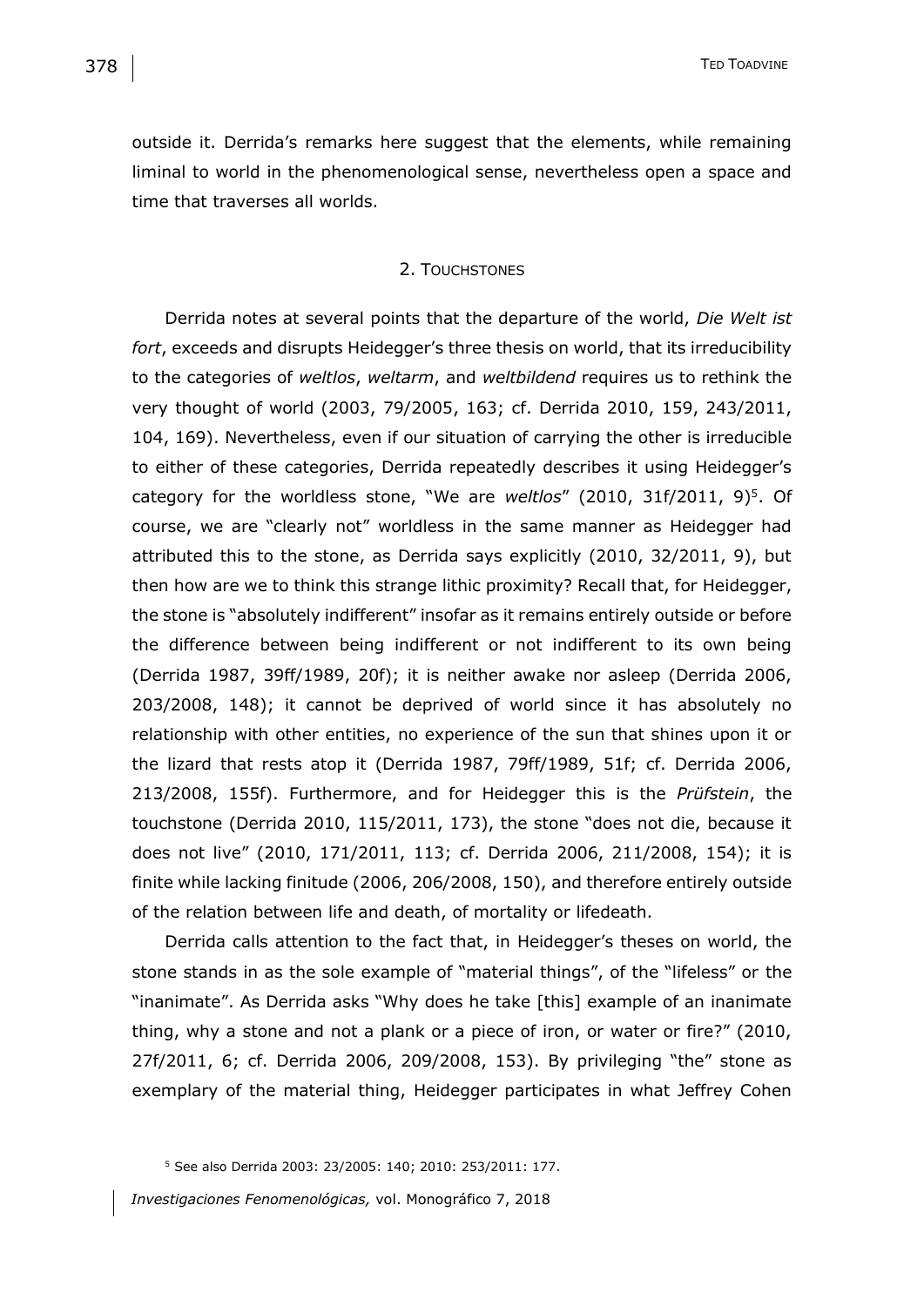outside it. Derrida's remarks here suggest that the elements, while remaining liminal to world in the phenomenological sense, nevertheless open a space and time that traverses all worlds.

## 2. Touchstones

Derrida notes at several points that the departure of the world, *Die Welt ist fort*, exceeds and disrupts Heidegger's three thesis on world, that its irreducibility to the categories of *weltlos*, *weltarm*, and *weltbildend* requires us to rethink the very thought of world (2003, 79/2005, 163; cf. Derrida 2010, 159, 243/2011, 104, 169). Nevertheless, even if our situation of carrying the other is irreducible to either of these categories, Derrida repeatedly describes it using Heidegger's category for the worldless stone, "We are *weltlos*" (2010, 31f/2011, 9)[5]. Of course, we are "clearly not" worldless in the same manner as Heidegger had attributed this to the stone, as Derrida says explicitly (2010, 32/2011, 9), but then how are we to think this strange lithic proximity? Recall that, for Heidegger, the stone is "absolutely indifferent" insofar as it remains entirely outside or before the difference between being indifferent or not indifferent to its own being (Derrida 1987, 39ff/1989, 20f); it is neither awake nor asleep (Derrida 2006, 203/2008, 148); it cannot be deprived of world since it has absolutely no relationship with other entities, no experience of the sun that shines upon it or the lizard that rests atop it (Derrida 1987, 79ff/1989, 51f; cf. Derrida 2006, 213/2008, 155f). Furthermore, and for Heidegger this is the *Prüfstein*, the touchstone (Derrida 2010, 115/2011, 173), the stone "does not die, because it does not live" (2010, 171/2011, 113; cf. Derrida 2006, 211/2008, 154); it is finite while lacking finitude (2006, 206/2008, 150), and therefore entirely outside of the relation between life and death, of mortality or lifedeath.

Derrida calls attention to the fact that, in Heidegger's theses on world, the stone stands in as the sole example of "material things", of the "lifeless" or the "inanimate". As Derrida asks "Why does he take [this] example of an inanimate thing, why a stone and not a plank or a piece of iron, or water or fire?" (2010, 27f/2011, 6; cf. Derrida 2006, 209/2008, 153). By privileging "the" stone as exemplary of the material thing, Heidegger participates in what Jeffrey Cohen

[5] See also Derrida 2003: 23/2005: 140; 2010: 253/2011: 177.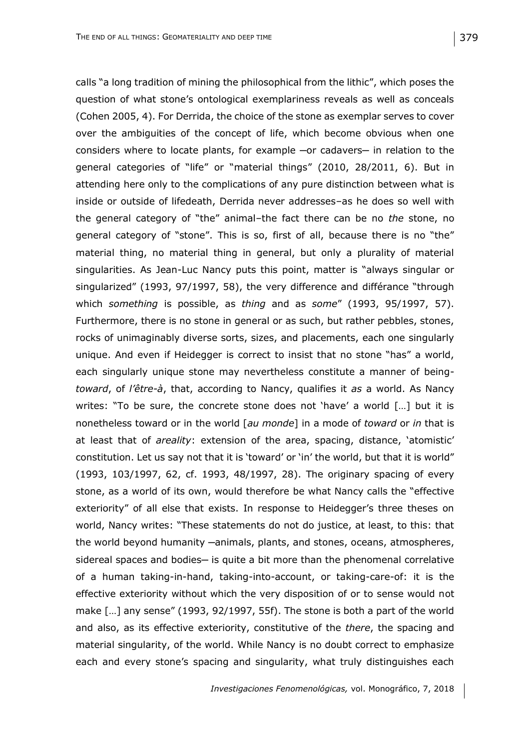calls "a long tradition of mining the philosophical from the lithic", which poses the question of what stone's ontological exemplariness reveals as well as conceals (Cohen 2005, 4). For Derrida, the choice of the stone as exemplar serves to cover over the ambiguities of the concept of life, which become obvious when one considers where to locate plants, for example ―or cadavers― in relation to the general categories of "life" or "material things" (2010, 28/2011, 6). But in attending here only to the complications of any pure distinction between what is inside or outside of lifedeath, Derrida never addresses–as he does so well with the general category of "the" animal–the fact there can be no *the* stone, no general category of "stone". This is so, first of all, because there is no "the" material thing, no material thing in general, but only a plurality of material singularities. As Jean-Luc Nancy puts this point, matter is "always singular or singularized" (1993, 97/1997, 58), the very difference and différance "through which *something* is possible, as *thing* and as *some*" (1993, 95/1997, 57). Furthermore, there is no stone in general or as such, but rather pebbles, stones, rocks of unimaginably diverse sorts, sizes, and placements, each one singularly unique. And even if Heidegger is correct to insist that no stone "has" a world, each singularly unique stone may nevertheless constitute a manner of being-*toward*, of *l'être-à*, that, according to Nancy, qualifies it *as* a world. As Nancy writes: "To be sure, the concrete stone does not 'have' a world […] but it is nonetheless toward or in the world [*au monde*] in a mode of *toward* or *in* that is at least that of *areality*: extension of the area, spacing, distance, 'atomistic' constitution. Let us say not that it is 'toward' or 'in' the world, but that it is world" (1993, 103/1997, 62, cf. 1993, 48/1997, 28). The originary spacing of every stone, as a world of its own, would therefore be what Nancy calls the "effective exteriority" of all else that exists. In response to Heidegger's three theses on world, Nancy writes: "These statements do not do justice, at least, to this: that the world beyond humanity ―animals, plants, and stones, oceans, atmospheres, sidereal spaces and bodies― is quite a bit more than the phenomenal correlative of a human taking-in-hand, taking-into-account, or taking-care-of: it is the effective exteriority without which the very disposition of or to sense would not make […] any sense" (1993, 92/1997, 55f). The stone is both a part of the world and also, as its effective exteriority, constitutive of the *there*, the spacing and material singularity, of the world. While Nancy is no doubt correct to emphasize each and every stone's spacing and singularity, what truly distinguishes each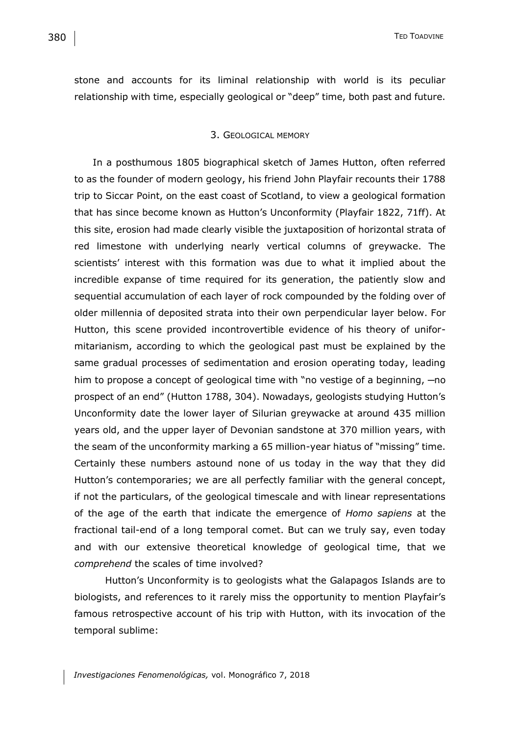stone and accounts for its liminal relationship with world is its peculiar relationship with time, especially geological or "deep" time, both past and future.

## 3. Geological memory

In a posthumous 1805 biographical sketch of James Hutton, often referred to as the founder of modern geology, his friend John Playfair recounts their 1788 trip to Siccar Point, on the east coast of Scotland, to view a geological formation that has since become known as Hutton's Unconformity (Playfair 1822, 71ff). At this site, erosion had made clearly visible the juxtaposition of horizontal strata of red limestone with underlying nearly vertical columns of greywacke. The scientists' interest with this formation was due to what it implied about the incredible expanse of time required for its generation, the patiently slow and sequential accumulation of each layer of rock compounded by the folding over of older millennia of deposited strata into their own perpendicular layer below. For Hutton, this scene provided incontrovertible evidence of his theory of uniformitarianism, according to which the geological past must be explained by the same gradual processes of sedimentation and erosion operating today, leading him to propose a concept of geological time with "no vestige of a beginning, ―no prospect of an end" (Hutton 1788, 304). Nowadays, geologists studying Hutton's Unconformity date the lower layer of Silurian greywacke at around 435 million years old, and the upper layer of Devonian sandstone at 370 million years, with the seam of the unconformity marking a 65 million-year hiatus of "missing" time. Certainly these numbers astound none of us today in the way that they did Hutton's contemporaries; we are all perfectly familiar with the general concept, if not the particulars, of the geological timescale and with linear representations of the age of the earth that indicate the emergence of *Homo sapiens* at the fractional tail-end of a long temporal comet. But can we truly say, even today and with our extensive theoretical knowledge of geological time, that we *comprehend* the scales of time involved?

Hutton's Unconformity is to geologists what the Galapagos Islands are to biologists, and references to it rarely miss the opportunity to mention Playfair's famous retrospective account of his trip with Hutton, with its invocation of the temporal sublime: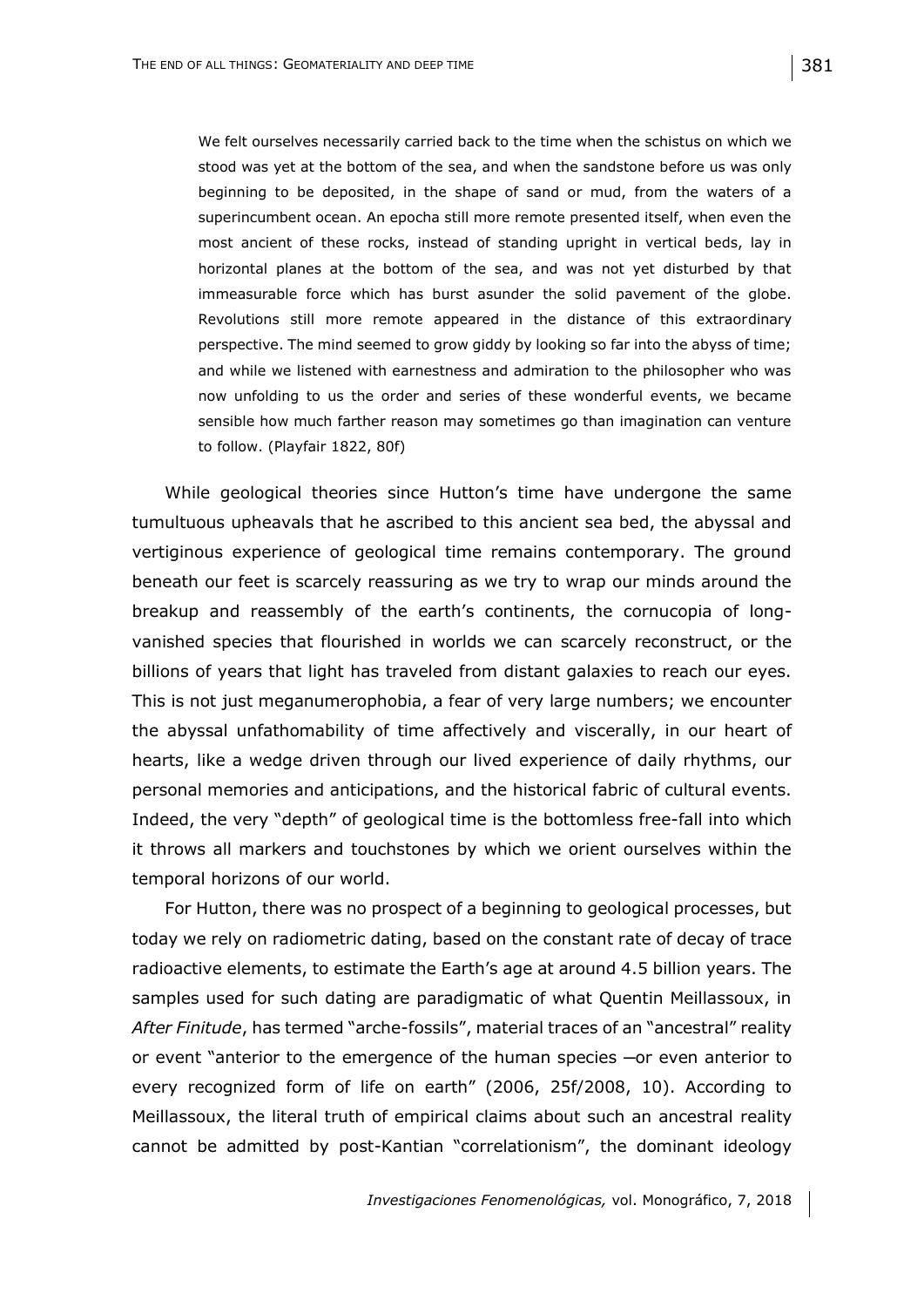> We felt ourselves necessarily carried back to the time when the schistus on which we stood was yet at the bottom of the sea, and when the sandstone before us was only beginning to be deposited, in the shape of sand or mud, from the waters of a superincumbent ocean. An epocha still more remote presented itself, when even the most ancient of these rocks, instead of standing upright in vertical beds, lay in horizontal planes at the bottom of the sea, and was not yet disturbed by that immeasurable force which has burst asunder the solid pavement of the globe. Revolutions still more remote appeared in the distance of this extraordinary perspective. The mind seemed to grow giddy by looking so far into the abyss of time; and while we listened with earnestness and admiration to the philosopher who was now unfolding to us the order and series of these wonderful events, we became sensible how much farther reason may sometimes go than imagination can venture to follow. (Playfair 1822, 80f)

While geological theories since Hutton's time have undergone the same tumultuous upheavals that he ascribed to this ancient sea bed, the abyssal and vertiginous experience of geological time remains contemporary. The ground beneath our feet is scarcely reassuring as we try to wrap our minds around the breakup and reassembly of the earth's continents, the cornucopia of long-vanished species that flourished in worlds we can scarcely reconstruct, or the billions of years that light has traveled from distant galaxies to reach our eyes. This is not just meganumerophobia, a fear of very large numbers; we encounter the abyssal unfathomability of time affectively and viscerally, in our heart of hearts, like a wedge driven through our lived experience of daily rhythms, our personal memories and anticipations, and the historical fabric of cultural events. Indeed, the very "depth" of geological time is the bottomless free-fall into which it throws all markers and touchstones by which we orient ourselves within the temporal horizons of our world.

For Hutton, there was no prospect of a beginning to geological processes, but today we rely on radiometric dating, based on the constant rate of decay of trace radioactive elements, to estimate the Earth's age at around 4.5 billion years. The samples used for such dating are paradigmatic of what Quentin Meillassoux, in *After Finitude*, has termed "arche-fossils", material traces of an "ancestral" reality or event "anterior to the emergence of the human species —or even anterior to every recognized form of life on earth" (2006, 25f/2008, 10). According to Meillassoux, the literal truth of empirical claims about such an ancestral reality cannot be admitted by post-Kantian "correlationism", the dominant ideology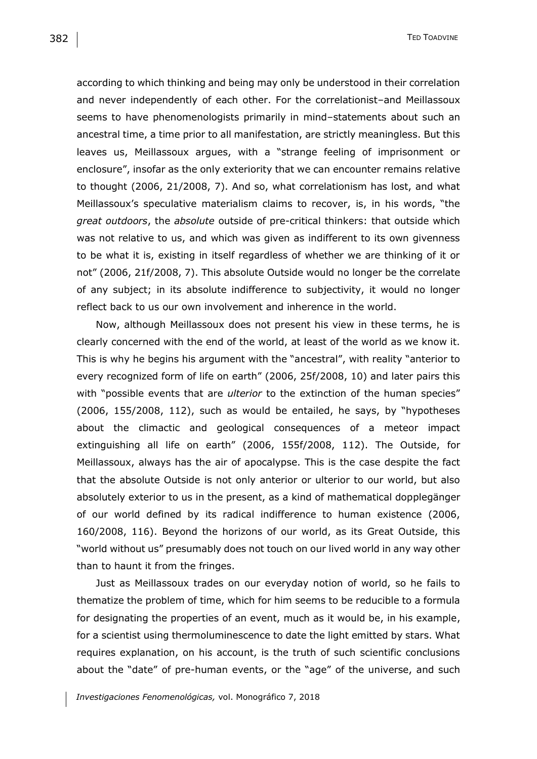according to which thinking and being may only be understood in their correlation and never independently of each other. For the correlationist–and Meillassoux seems to have phenomenologists primarily in mind–statements about such an ancestral time, a time prior to all manifestation, are strictly meaningless. But this leaves us, Meillassoux argues, with a "strange feeling of imprisonment or enclosure", insofar as the only exteriority that we can encounter remains relative to thought (2006, 21/2008, 7). And so, what correlationism has lost, and what Meillassoux's speculative materialism claims to recover, is, in his words, "the *great outdoors*, the *absolute* outside of pre-critical thinkers: that outside which was not relative to us, and which was given as indifferent to its own givenness to be what it is, existing in itself regardless of whether we are thinking of it or not" (2006, 21f/2008, 7). This absolute Outside would no longer be the correlate of any subject; in its absolute indifference to subjectivity, it would no longer reflect back to us our own involvement and inherence in the world.

Now, although Meillassoux does not present his view in these terms, he is clearly concerned with the end of the world, at least of the world as we know it. This is why he begins his argument with the "ancestral", with reality "anterior to every recognized form of life on earth" (2006, 25f/2008, 10) and later pairs this with "possible events that are *ulterior* to the extinction of the human species" (2006, 155/2008, 112), such as would be entailed, he says, by "hypotheses about the climactic and geological consequences of a meteor impact extinguishing all life on earth" (2006, 155f/2008, 112). The Outside, for Meillassoux, always has the air of apocalypse. This is the case despite the fact that the absolute Outside is not only anterior or ulterior to our world, but also absolutely exterior to us in the present, as a kind of mathematical dopplegänger of our world defined by its radical indifference to human existence (2006, 160/2008, 116). Beyond the horizons of our world, as its Great Outside, this "world without us" presumably does not touch on our lived world in any way other than to haunt it from the fringes.

Just as Meillassoux trades on our everyday notion of world, so he fails to thematize the problem of time, which for him seems to be reducible to a formula for designating the properties of an event, much as it would be, in his example, for a scientist using thermoluminescence to date the light emitted by stars. What requires explanation, on his account, is the truth of such scientific conclusions about the "date" of pre-human events, or the "age" of the universe, and such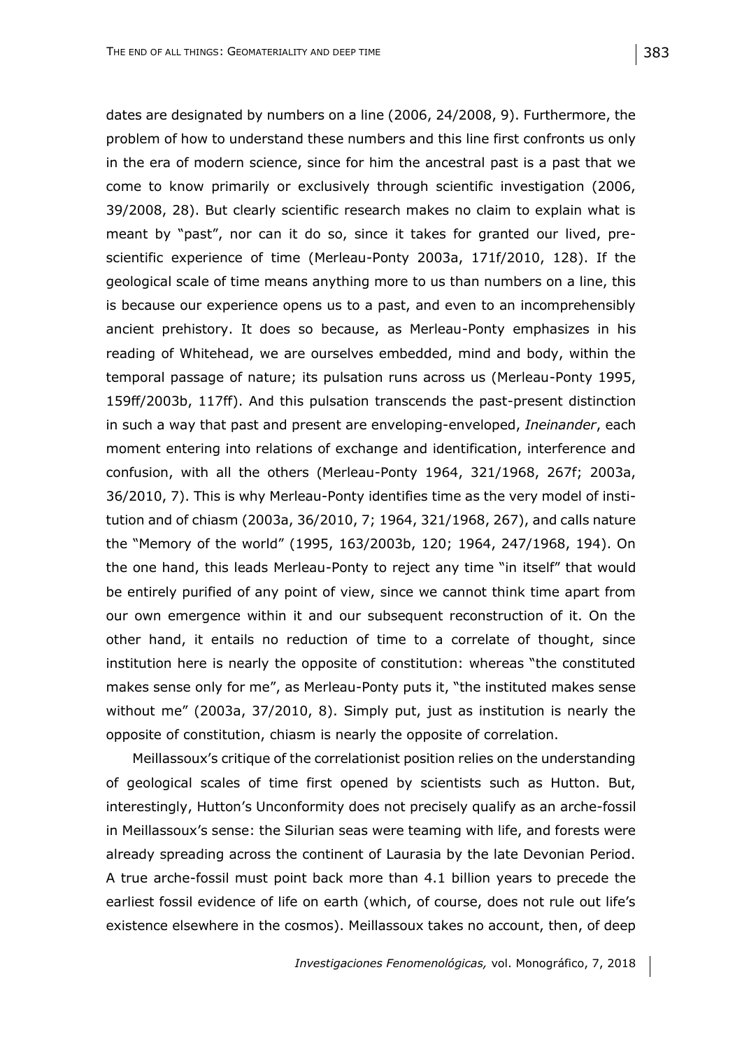dates are designated by numbers on a line (2006, 24/2008, 9). Furthermore, the problem of how to understand these numbers and this line first confronts us only in the era of modern science, since for him the ancestral past is a past that we come to know primarily or exclusively through scientific investigation (2006, 39/2008, 28). But clearly scientific research makes no claim to explain what is meant by "past", nor can it do so, since it takes for granted our lived, pre-scientific experience of time (Merleau-Ponty 2003a, 171f/2010, 128). If the geological scale of time means anything more to us than numbers on a line, this is because our experience opens us to a past, and even to an incomprehensibly ancient prehistory. It does so because, as Merleau-Ponty emphasizes in his reading of Whitehead, we are ourselves embedded, mind and body, within the temporal passage of nature; its pulsation runs across us (Merleau-Ponty 1995, 159ff/2003b, 117ff). And this pulsation transcends the past-present distinction in such a way that past and present are enveloping-enveloped, *Ineinander*, each moment entering into relations of exchange and identification, interference and confusion, with all the others (Merleau-Ponty 1964, 321/1968, 267f; 2003a, 36/2010, 7). This is why Merleau-Ponty identifies time as the very model of institution and of chiasm (2003a, 36/2010, 7; 1964, 321/1968, 267), and calls nature the "Memory of the world" (1995, 163/2003b, 120; 1964, 247/1968, 194). On the one hand, this leads Merleau-Ponty to reject any time "in itself" that would be entirely purified of any point of view, since we cannot think time apart from our own emergence within it and our subsequent reconstruction of it. On the other hand, it entails no reduction of time to a correlate of thought, since institution here is nearly the opposite of constitution: whereas "the constituted makes sense only for me", as Merleau-Ponty puts it, "the instituted makes sense without me" (2003a, 37/2010, 8). Simply put, just as institution is nearly the opposite of constitution, chiasm is nearly the opposite of correlation.

Meillassoux's critique of the correlationist position relies on the understanding of geological scales of time first opened by scientists such as Hutton. But, interestingly, Hutton's Unconformity does not precisely qualify as an arche-fossil in Meillassoux's sense: the Silurian seas were teaming with life, and forests were already spreading across the continent of Laurasia by the late Devonian Period. A true arche-fossil must point back more than 4.1 billion years to precede the earliest fossil evidence of life on earth (which, of course, does not rule out life's existence elsewhere in the cosmos). Meillassoux takes no account, then, of deep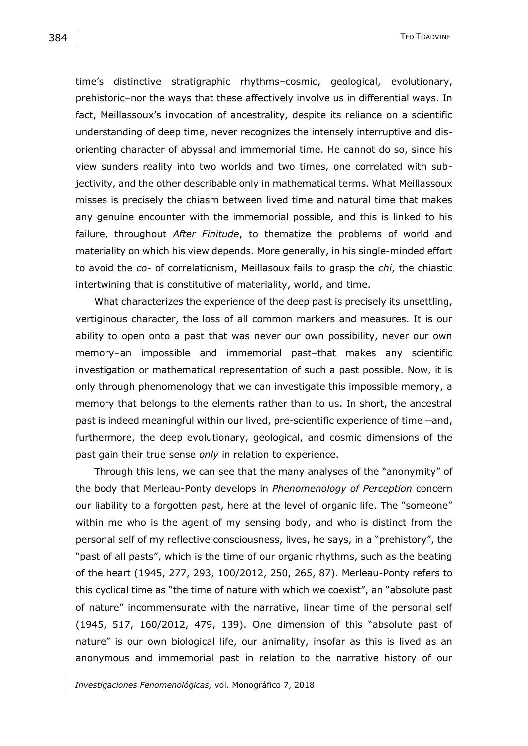time's distinctive stratigraphic rhythms–cosmic, geological, evolutionary, prehistoric–nor the ways that these affectively involve us in differential ways. In fact, Meillassoux's invocation of ancestrality, despite its reliance on a scientific understanding of deep time, never recognizes the intensely interruptive and disorienting character of abyssal and immemorial time. He cannot do so, since his view sunders reality into two worlds and two times, one correlated with subjectivity, and the other describable only in mathematical terms. What Meillassoux misses is precisely the chiasm between lived time and natural time that makes any genuine encounter with the immemorial possible, and this is linked to his failure, throughout *After Finitude*, to thematize the problems of world and materiality on which his view depends. More generally, in his single-minded effort to avoid the *co-* of correlationism, Meillasoux fails to grasp the *chi*, the chiastic intertwining that is constitutive of materiality, world, and time.

What characterizes the experience of the deep past is precisely its unsettling, vertiginous character, the loss of all common markers and measures. It is our ability to open onto a past that was never our own possibility, never our own memory–an impossible and immemorial past–that makes any scientific investigation or mathematical representation of such a past possible. Now, it is only through phenomenology that we can investigate this impossible memory, a memory that belongs to the elements rather than to us. In short, the ancestral past is indeed meaningful within our lived, pre-scientific experience of time —and, furthermore, the deep evolutionary, geological, and cosmic dimensions of the past gain their true sense *only* in relation to experience.

Through this lens, we can see that the many analyses of the "anonymity" of the body that Merleau-Ponty develops in *Phenomenology of Perception* concern our liability to a forgotten past, here at the level of organic life. The "someone" within me who is the agent of my sensing body, and who is distinct from the personal self of my reflective consciousness, lives, he says, in a "prehistory", the "past of all pasts", which is the time of our organic rhythms, such as the beating of the heart (1945, 277, 293, 100/2012, 250, 265, 87). Merleau-Ponty refers to this cyclical time as "the time of nature with which we coexist", an "absolute past of nature" incommensurate with the narrative, linear time of the personal self (1945, 517, 160/2012, 479, 139). One dimension of this "absolute past of nature" is our own biological life, our animality, insofar as this is lived as an anonymous and immemorial past in relation to the narrative history of our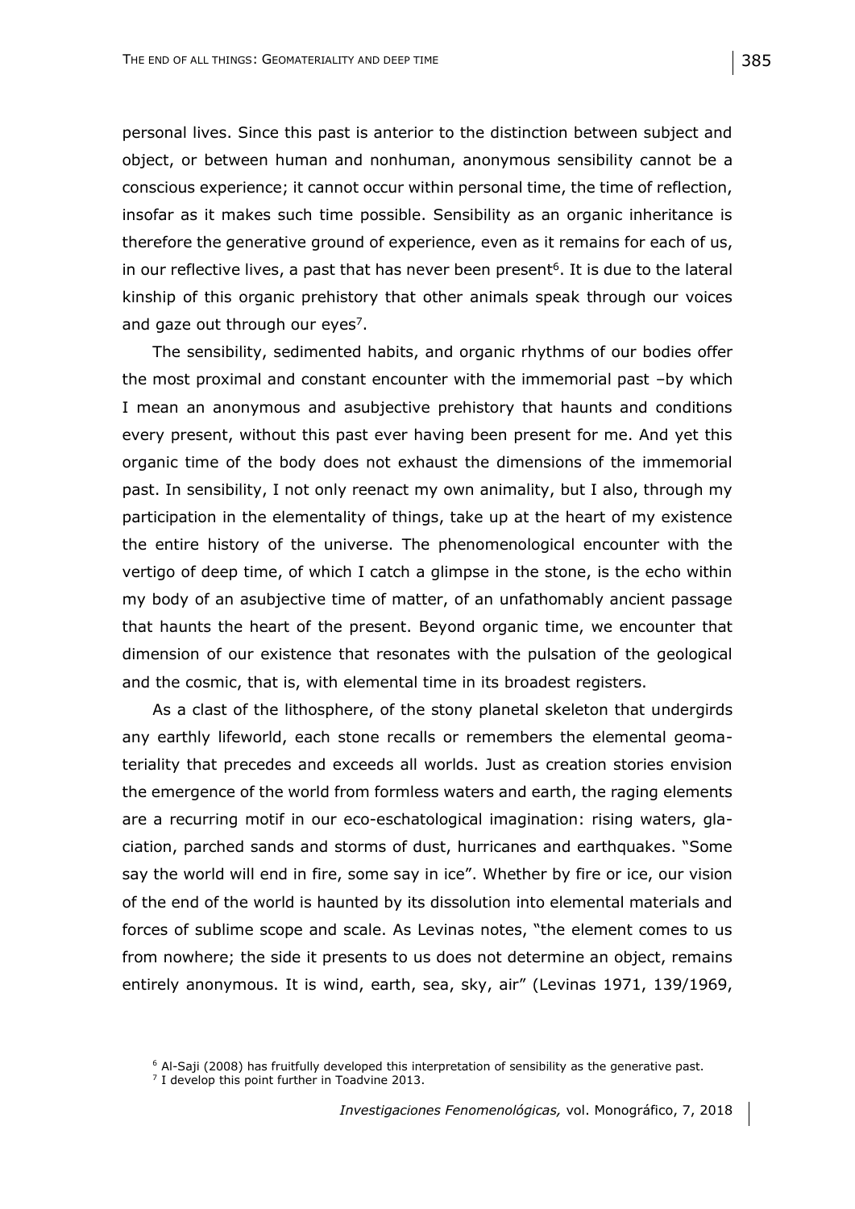personal lives. Since this past is anterior to the distinction between subject and object, or between human and nonhuman, anonymous sensibility cannot be a conscious experience; it cannot occur within personal time, the time of reflection, insofar as it makes such time possible. Sensibility as an organic inheritance is therefore the generative ground of experience, even as it remains for each of us, in our reflective lives, a past that has never been present[6]. It is due to the lateral kinship of this organic prehistory that other animals speak through our voices and gaze out through our eyes[7].

The sensibility, sedimented habits, and organic rhythms of our bodies offer the most proximal and constant encounter with the immemorial past –by which I mean an anonymous and asubjective prehistory that haunts and conditions every present, without this past ever having been present for me. And yet this organic time of the body does not exhaust the dimensions of the immemorial past. In sensibility, I not only reenact my own animality, but I also, through my participation in the elementality of things, take up at the heart of my existence the entire history of the universe. The phenomenological encounter with the vertigo of deep time, of which I catch a glimpse in the stone, is the echo within my body of an asubjective time of matter, of an unfathomably ancient passage that haunts the heart of the present. Beyond organic time, we encounter that dimension of our existence that resonates with the pulsation of the geological and the cosmic, that is, with elemental time in its broadest registers.

As a clast of the lithosphere, of the stony planetal skeleton that undergirds any earthly lifeworld, each stone recalls or remembers the elemental geomateriality that precedes and exceeds all worlds. Just as creation stories envision the emergence of the world from formless waters and earth, the raging elements are a recurring motif in our eco-eschatological imagination: rising waters, glaciation, parched sands and storms of dust, hurricanes and earthquakes. "Some say the world will end in fire, some say in ice". Whether by fire or ice, our vision of the end of the world is haunted by its dissolution into elemental materials and forces of sublime scope and scale. As Levinas notes, "the element comes to us from nowhere; the side it presents to us does not determine an object, remains entirely anonymous. It is wind, earth, sea, sky, air" (Levinas 1971, 139/1969,

[6] Al-Saji (2008) has fruitfully developed this interpretation of sensibility as the generative past.

[7] I develop this point further in Toadvine 2013.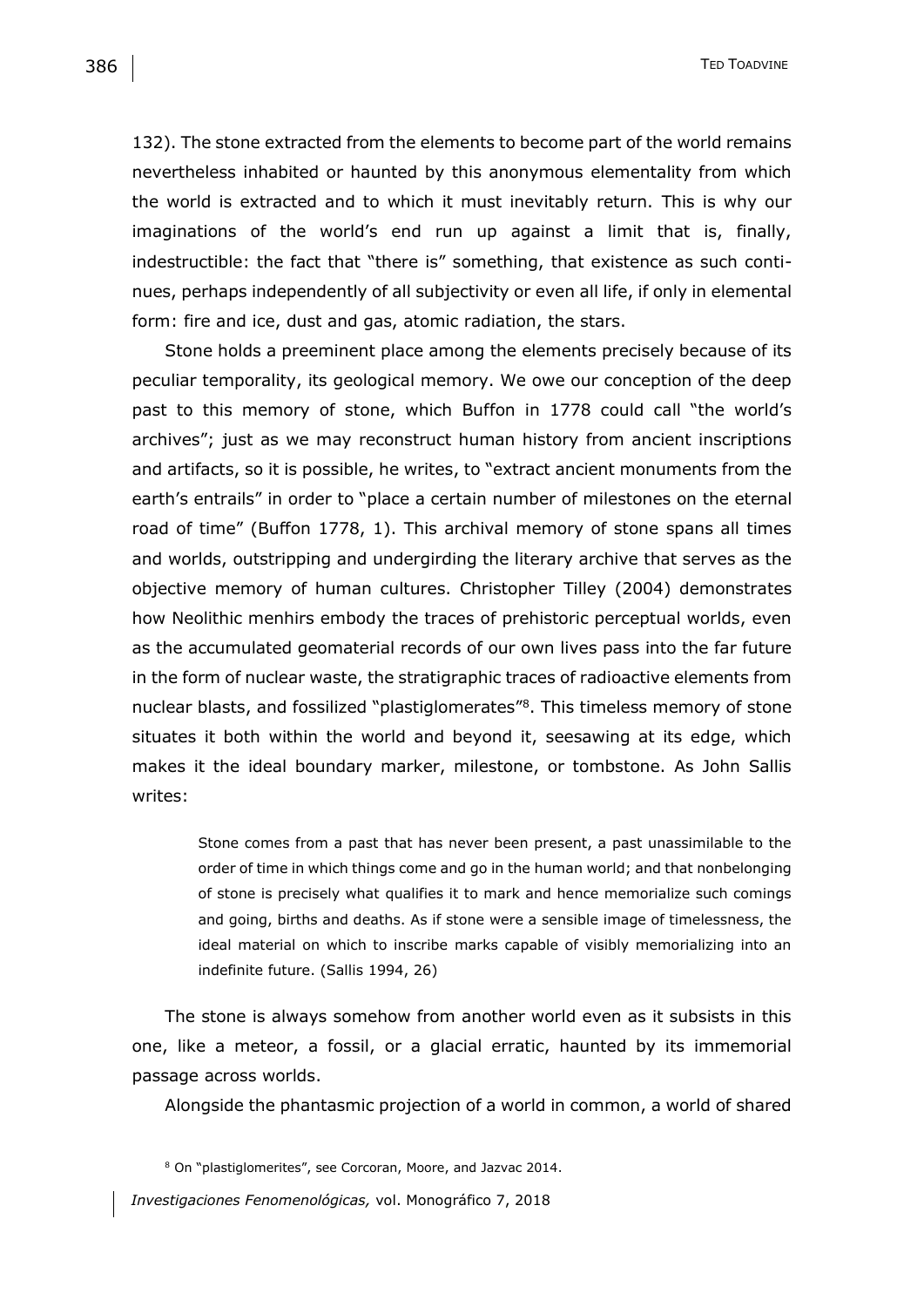132). The stone extracted from the elements to become part of the world remains nevertheless inhabited or haunted by this anonymous elementality from which the world is extracted and to which it must inevitably return. This is why our imaginations of the world's end run up against a limit that is, finally, indestructible: the fact that "there is" something, that existence as such continues, perhaps independently of all subjectivity or even all life, if only in elemental form: fire and ice, dust and gas, atomic radiation, the stars.

Stone holds a preeminent place among the elements precisely because of its peculiar temporality, its geological memory. We owe our conception of the deep past to this memory of stone, which Buffon in 1778 could call "the world's archives"; just as we may reconstruct human history from ancient inscriptions and artifacts, so it is possible, he writes, to "extract ancient monuments from the earth's entrails" in order to "place a certain number of milestones on the eternal road of time" (Buffon 1778, 1). This archival memory of stone spans all times and worlds, outstripping and undergirding the literary archive that serves as the objective memory of human cultures. Christopher Tilley (2004) demonstrates how Neolithic menhirs embody the traces of prehistoric perceptual worlds, even as the accumulated geomaterial records of our own lives pass into the far future in the form of nuclear waste, the stratigraphic traces of radioactive elements from nuclear blasts, and fossilized "plastiglomerates"[8]. This timeless memory of stone situates it both within the world and beyond it, seesawing at its edge, which makes it the ideal boundary marker, milestone, or tombstone. As John Sallis writes:

> Stone comes from a past that has never been present, a past unassimilable to the order of time in which things come and go in the human world; and that nonbelonging of stone is precisely what qualifies it to mark and hence memorialize such comings and going, births and deaths. As if stone were a sensible image of timelessness, the ideal material on which to inscribe marks capable of visibly memorializing into an indefinite future. (Sallis 1994, 26)

The stone is always somehow from another world even as it subsists in this one, like a meteor, a fossil, or a glacial erratic, haunted by its immemorial passage across worlds.

Alongside the phantasmic projection of a world in common, a world of shared

[8] On "plastiglomerites", see Corcoran, Moore, and Jazvac 2014.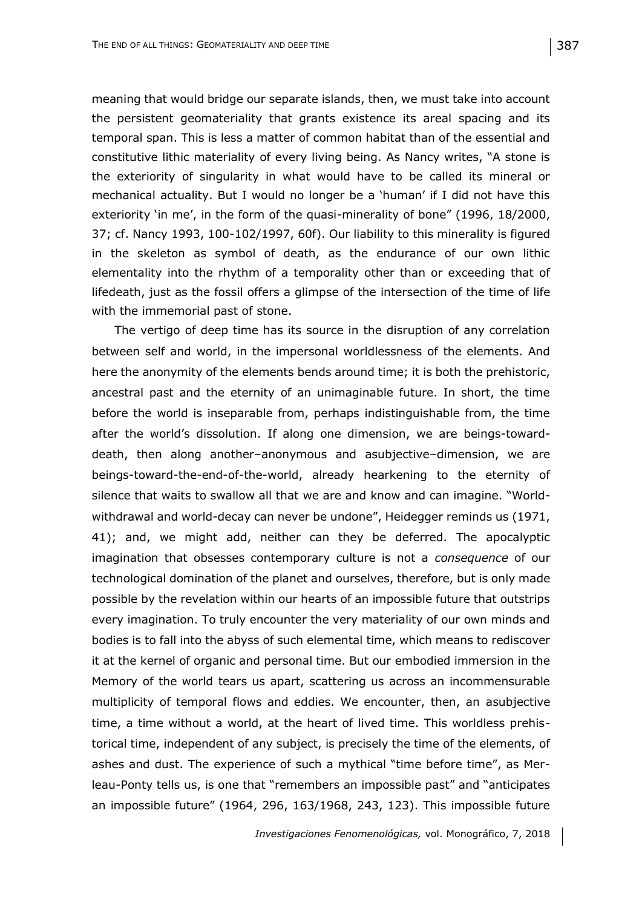meaning that would bridge our separate islands, then, we must take into account the persistent geomateriality that grants existence its areal spacing and its temporal span. This is less a matter of common habitat than of the essential and constitutive lithic materiality of every living being. As Nancy writes, "A stone is the exteriority of singularity in what would have to be called its mineral or mechanical actuality. But I would no longer be a 'human' if I did not have this exteriority 'in me', in the form of the quasi-minerality of bone" (1996, 18/2000, 37; cf. Nancy 1993, 100-102/1997, 60f). Our liability to this minerality is figured in the skeleton as symbol of death, as the endurance of our own lithic elementality into the rhythm of a temporality other than or exceeding that of lifedeath, just as the fossil offers a glimpse of the intersection of the time of life with the immemorial past of stone.

The vertigo of deep time has its source in the disruption of any correlation between self and world, in the impersonal worldlessness of the elements. And here the anonymity of the elements bends around time; it is both the prehistoric, ancestral past and the eternity of an unimaginable future. In short, the time before the world is inseparable from, perhaps indistinguishable from, the time after the world's dissolution. If along one dimension, we are beings-toward-death, then along another–anonymous and asubjective–dimension, we are beings-toward-the-end-of-the-world, already hearkening to the eternity of silence that waits to swallow all that we are and know and can imagine. "World-withdrawal and world-decay can never be undone", Heidegger reminds us (1971, 41); and, we might add, neither can they be deferred. The apocalyptic imagination that obsesses contemporary culture is not a *consequence* of our technological domination of the planet and ourselves, therefore, but is only made possible by the revelation within our hearts of an impossible future that outstrips every imagination. To truly encounter the very materiality of our own minds and bodies is to fall into the abyss of such elemental time, which means to rediscover it at the kernel of organic and personal time. But our embodied immersion in the Memory of the world tears us apart, scattering us across an incommensurable multiplicity of temporal flows and eddies. We encounter, then, an asubjective time, a time without a world, at the heart of lived time. This worldless prehistorical time, independent of any subject, is precisely the time of the elements, of ashes and dust. The experience of such a mythical "time before time", as Merleau-Ponty tells us, is one that "remembers an impossible past" and "anticipates an impossible future" (1964, 296, 163/1968, 243, 123). This impossible future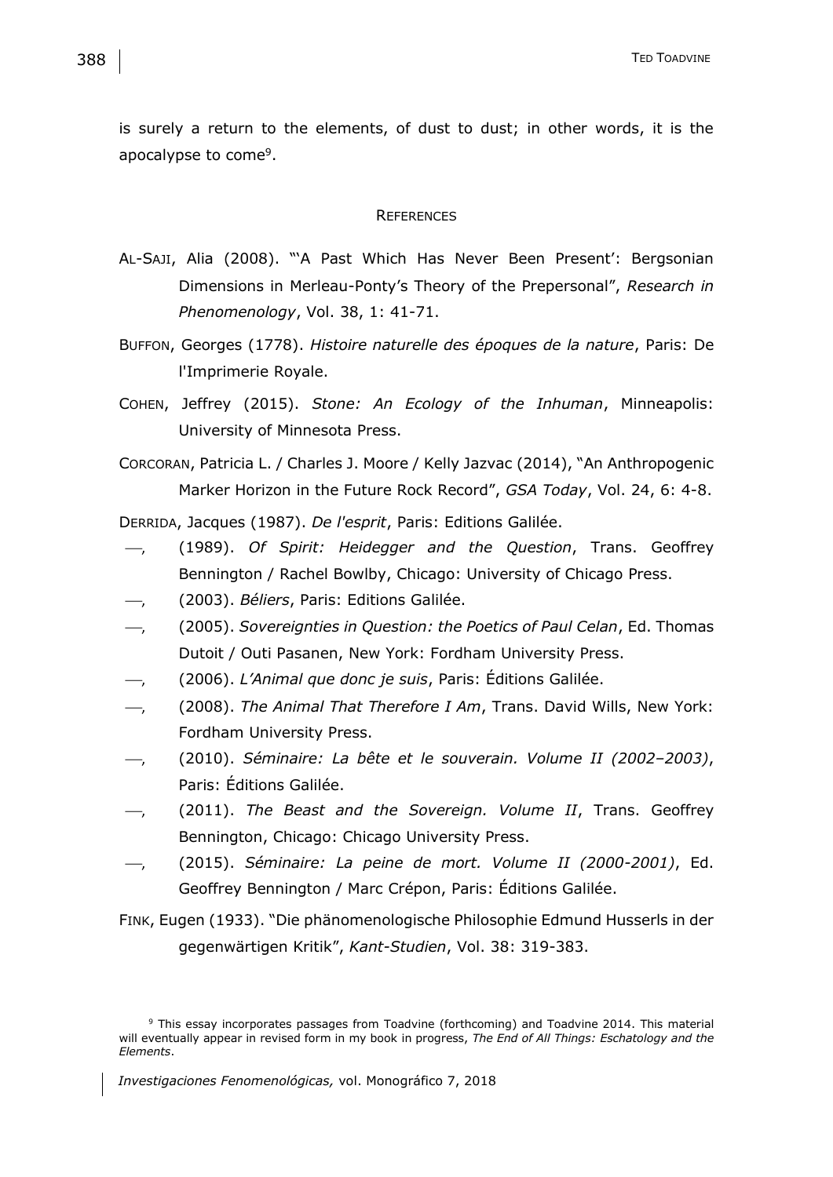is surely a return to the elements, of dust to dust; in other words, it is the apocalypse to come[9].

## REFERENCES

AL-SAJI, Alia (2008). "'A Past Which Has Never Been Present': Bergsonian Dimensions in Merleau-Ponty's Theory of the Prepersonal", *Research in Phenomenology*, Vol. 38, 1: 41-71.

BUFFON, Georges (1778). *Histoire naturelle des époques de la nature*, Paris: De l'Imprimerie Royale.

COHEN, Jeffrey (2015). *Stone: An Ecology of the Inhuman*, Minneapolis: University of Minnesota Press.

CORCORAN, Patricia L. / Charles J. Moore / Kelly Jazvac (2014), "An Anthropogenic Marker Horizon in the Future Rock Record", *GSA Today*, Vol. 24, 6: 4-8.

DERRIDA, Jacques (1987). *De l'esprit*, Paris: Editions Galilée.

—, (1989). *Of Spirit: Heidegger and the Question*, Trans. Geoffrey Bennington / Rachel Bowlby, Chicago: University of Chicago Press.

—, (2003). *Béliers*, Paris: Editions Galilée.

—, (2005). *Sovereignties in Question: the Poetics of Paul Celan*, Ed. Thomas Dutoit / Outi Pasanen, New York: Fordham University Press.

—, (2006). *L'Animal que donc je suis*, Paris: Éditions Galilée.

—, (2008). *The Animal That Therefore I Am*, Trans. David Wills, New York: Fordham University Press.

—, (2010). *Séminaire: La bête et le souverain. Volume II (2002–2003)*, Paris: Éditions Galilée.

—, (2011). *The Beast and the Sovereign. Volume II*, Trans. Geoffrey Bennington, Chicago: Chicago University Press.

—, (2015). *Séminaire: La peine de mort. Volume II (2000-2001)*, Ed. Geoffrey Bennington / Marc Crépon, Paris: Éditions Galilée.

FINK, Eugen (1933). "Die phänomenologische Philosophie Edmund Husserls in der gegenwärtigen Kritik", *Kant-Studien*, Vol. 38: 319-383.

[9] This essay incorporates passages from Toadvine (forthcoming) and Toadvine 2014. This material will eventually appear in revised form in my book in progress, *The End of All Things: Eschatology and the Elements*.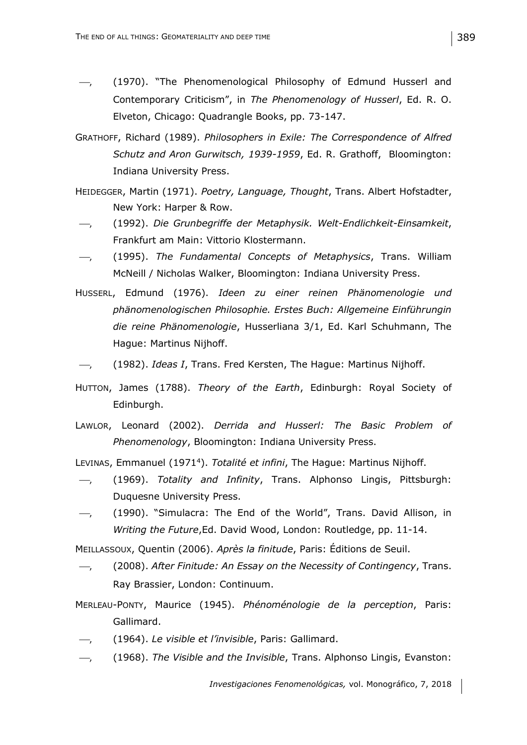—, (1970). "The Phenomenological Philosophy of Edmund Husserl and Contemporary Criticism", in *The Phenomenology of Husserl*, Ed. R. O. Elveton, Chicago: Quadrangle Books, pp. 73-147.

GRATHOFF, Richard (1989). *Philosophers in Exile: The Correspondence of Alfred Schutz and Aron Gurwitsch, 1939-1959*, Ed. R. Grathoff, Bloomington: Indiana University Press.

HEIDEGGER, Martin (1971). *Poetry, Language, Thought*, Trans. Albert Hofstadter, New York: Harper & Row.

—, (1992). *Die Grunbegriffe der Metaphysik. Welt-Endlichkeit-Einsamkeit*, Frankfurt am Main: Vittorio Klostermann.

—, (1995). *The Fundamental Concepts of Metaphysics*, Trans. William McNeill / Nicholas Walker, Bloomington: Indiana University Press.

HUSSERL, Edmund (1976). *Ideen zu einer reinen Phänomenologie und phänomenologischen Philosophie. Erstes Buch: Allgemeine Einführungin die reine Phänomenologie*, Husserliana 3/1, Ed. Karl Schuhmann, The Hague: Martinus Nijhoff.

—, (1982). *Ideas I*, Trans. Fred Kersten, The Hague: Martinus Nijhoff.

HUTTON, James (1788). *Theory of the Earth*, Edinburgh: Royal Society of Edinburgh.

LAWLOR, Leonard (2002). *Derrida and Husserl: The Basic Problem of Phenomenology*, Bloomington: Indiana University Press.

LEVINAS, Emmanuel (1971[4]). *Totalité et infini*, The Hague: Martinus Nijhoff.

—, (1969). *Totality and Infinity*, Trans. Alphonso Lingis, Pittsburgh: Duquesne University Press.

—, (1990). "Simulacra: The End of the World", Trans. David Allison, in *Writing the Future*,Ed. David Wood, London: Routledge, pp. 11-14.

MEILLASSOUX, Quentin (2006). *Après la finitude*, Paris: Éditions de Seuil.

—, (2008). *After Finitude: An Essay on the Necessity of Contingency*, Trans. Ray Brassier, London: Continuum.

MERLEAU-PONTY, Maurice (1945). *Phénoménologie de la perception*, Paris: Gallimard.

—, (1964). *Le visible et l'invisible*, Paris: Gallimard.

—, (1968). *The Visible and the Invisible*, Trans. Alphonso Lingis, Evanston: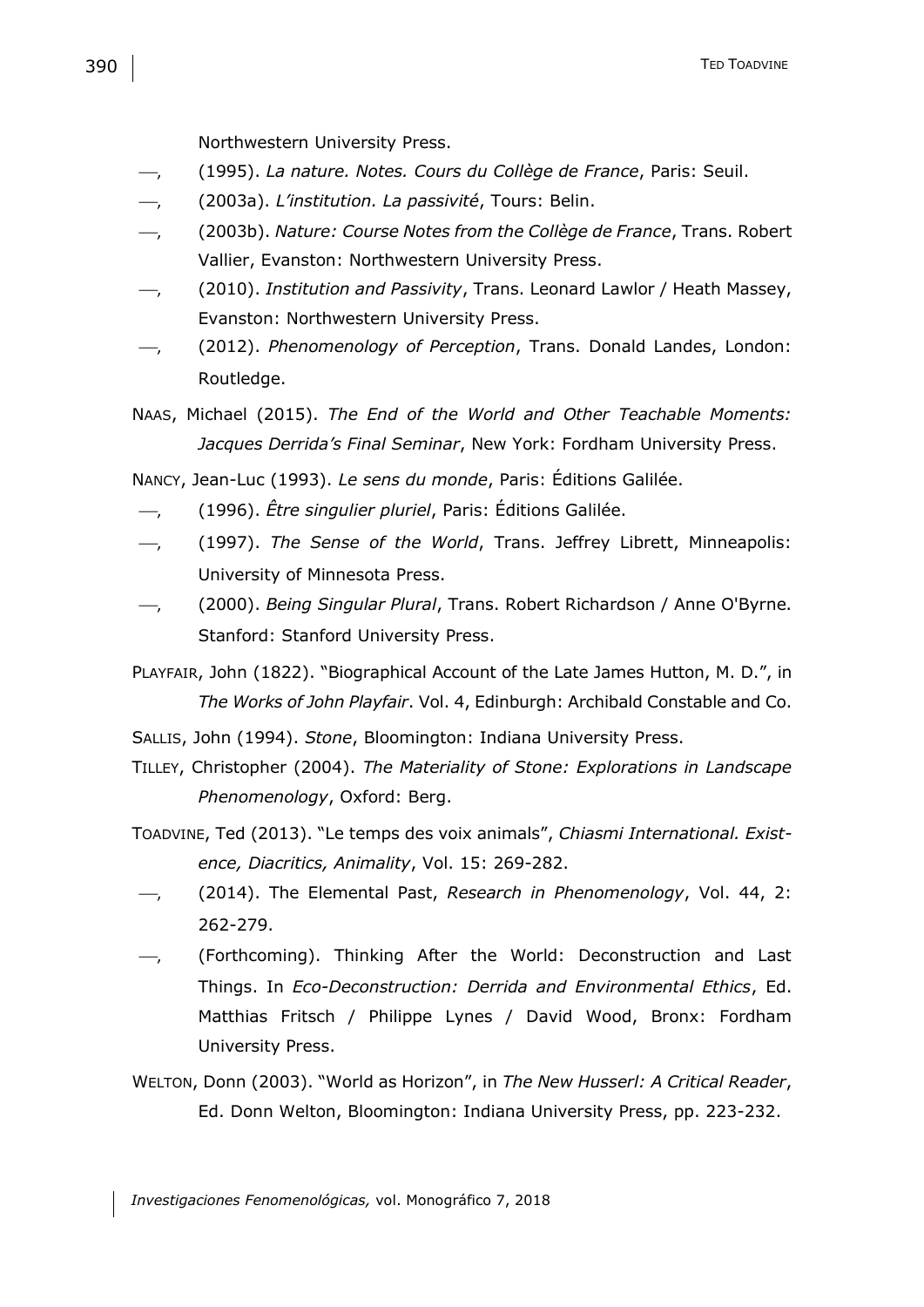Northwestern University Press.

—, (1995). *La nature. Notes. Cours du Collège de France*, Paris: Seuil.

—, (2003a). *L'institution. La passivité*, Tours: Belin.

—, (2003b). *Nature: Course Notes from the Collège de France*, Trans. Robert Vallier, Evanston: Northwestern University Press.

—, (2010). *Institution and Passivity*, Trans. Leonard Lawlor / Heath Massey, Evanston: Northwestern University Press.

—, (2012). *Phenomenology of Perception*, Trans. Donald Landes, London: Routledge.

NAAS, Michael (2015). *The End of the World and Other Teachable Moments: Jacques Derrida's Final Seminar*, New York: Fordham University Press.

NANCY, Jean-Luc (1993). *Le sens du monde*, Paris: Éditions Galilée.

—, (1996). *Être singulier pluriel*, Paris: Éditions Galilée.

—, (1997). *The Sense of the World*, Trans. Jeffrey Librett, Minneapolis: University of Minnesota Press.

—, (2000). *Being Singular Plural*, Trans. Robert Richardson / Anne O'Byrne. Stanford: Stanford University Press.

PLAYFAIR, John (1822). "Biographical Account of the Late James Hutton, M. D.", in *The Works of John Playfair*. Vol. 4, Edinburgh: Archibald Constable and Co.

SALLIS, John (1994). *Stone*, Bloomington: Indiana University Press.

TILLEY, Christopher (2004). *The Materiality of Stone: Explorations in Landscape Phenomenology*, Oxford: Berg.

TOADVINE, Ted (2013). "Le temps des voix animals", *Chiasmi International. Existence, Diacritics, Animality*, Vol. 15: 269-282.

—, (2014). The Elemental Past, *Research in Phenomenology*, Vol. 44, 2: 262-279.

—, (Forthcoming). Thinking After the World: Deconstruction and Last Things. In *Eco-Deconstruction: Derrida and Environmental Ethics*, Ed. Matthias Fritsch / Philippe Lynes / David Wood, Bronx: Fordham University Press.

WELTON, Donn (2003). "World as Horizon", in *The New Husserl: A Critical Reader*, Ed. Donn Welton, Bloomington: Indiana University Press, pp. 223-232.